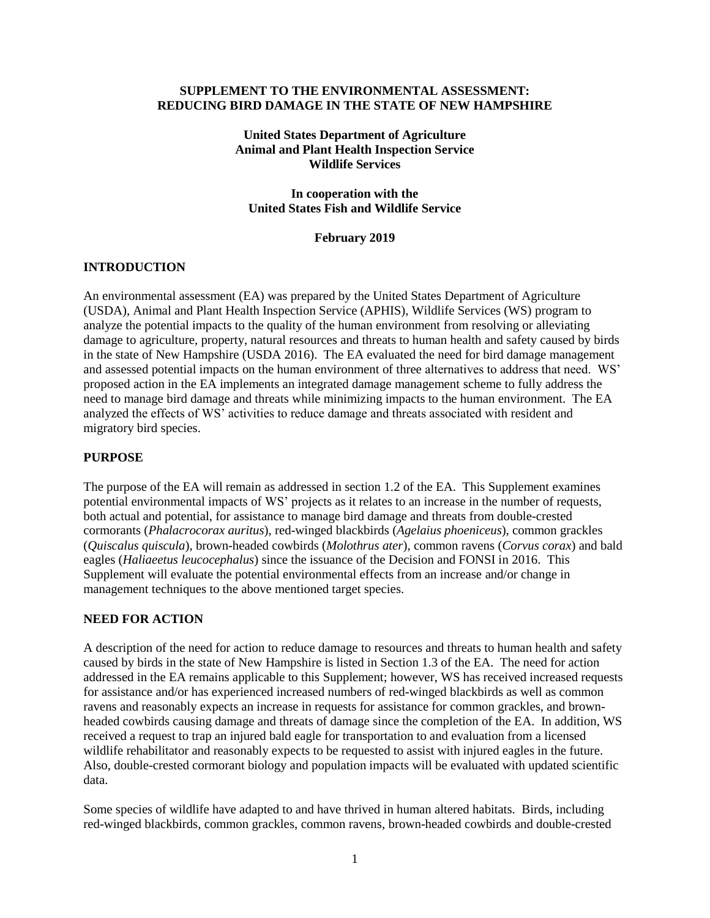**SUPPLEMENT TO THE ENVIRONMENTAL ASSESSMENT: REDUCING BIRD DAMAGE IN THE STATE OF NEW HAMPSHIRE**

**United States Department of Agriculture**
**Animal and Plant Health Inspection Service**
**Wildlife Services**

**In cooperation with the**
**United States Fish and Wildlife Service**

**February 2019**

## INTRODUCTION

An environmental assessment (EA) was prepared by the United States Department of Agriculture (USDA), Animal and Plant Health Inspection Service (APHIS), Wildlife Services (WS) program to analyze the potential impacts to the quality of the human environment from resolving or alleviating damage to agriculture, property, natural resources and threats to human health and safety caused by birds in the state of New Hampshire (USDA 2016). The EA evaluated the need for bird damage management and assessed potential impacts on the human environment of three alternatives to address that need. WS' proposed action in the EA implements an integrated damage management scheme to fully address the need to manage bird damage and threats while minimizing impacts to the human environment. The EA analyzed the effects of WS' activities to reduce damage and threats associated with resident and migratory bird species.

## PURPOSE

The purpose of the EA will remain as addressed in section 1.2 of the EA. This Supplement examines potential environmental impacts of WS' projects as it relates to an increase in the number of requests, both actual and potential, for assistance to manage bird damage and threats from double-crested cormorants (*Phalacrocorax auritus*), red-winged blackbirds (*Agelaius phoeniceus*), common grackles (*Quiscalus quiscula*), brown-headed cowbirds (*Molothrus ater*), common ravens (*Corvus corax*) and bald eagles (*Haliaeetus leucocephalus*) since the issuance of the Decision and FONSI in 2016. This Supplement will evaluate the potential environmental effects from an increase and/or change in management techniques to the above mentioned target species.

## NEED FOR ACTION

A description of the need for action to reduce damage to resources and threats to human health and safety caused by birds in the state of New Hampshire is listed in Section 1.3 of the EA. The need for action addressed in the EA remains applicable to this Supplement; however, WS has received increased requests for assistance and/or has experienced increased numbers of red-winged blackbirds as well as common ravens and reasonably expects an increase in requests for assistance for common grackles, and brown-headed cowbirds causing damage and threats of damage since the completion of the EA. In addition, WS received a request to trap an injured bald eagle for transportation to and evaluation from a licensed wildlife rehabilitator and reasonably expects to be requested to assist with injured eagles in the future. Also, double-crested cormorant biology and population impacts will be evaluated with updated scientific data.

Some species of wildlife have adapted to and have thrived in human altered habitats. Birds, including red-winged blackbirds, common grackles, common ravens, brown-headed cowbirds and double-crested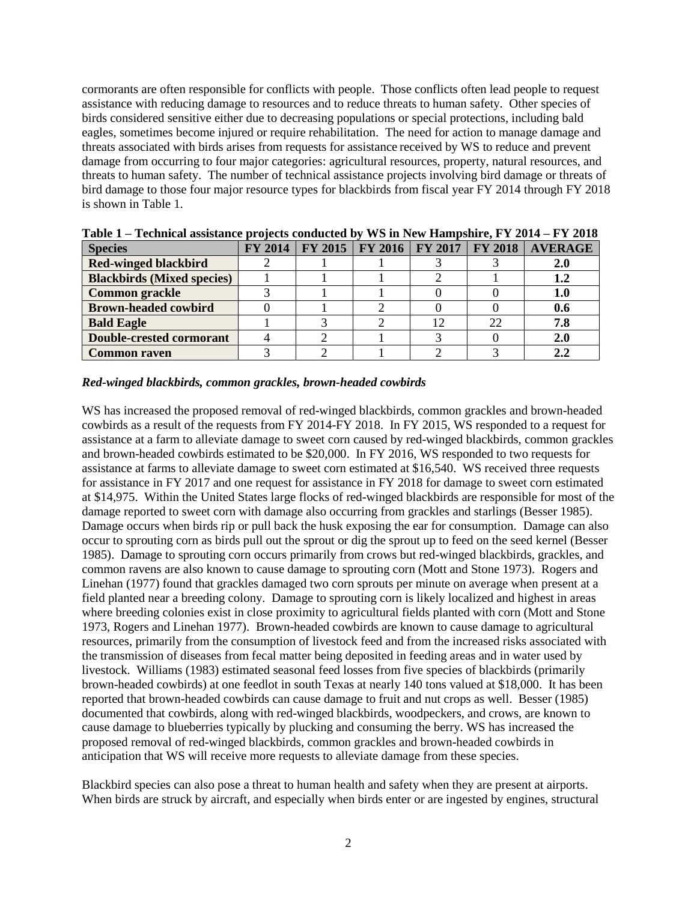cormorants are often responsible for conflicts with people. Those conflicts often lead people to request assistance with reducing damage to resources and to reduce threats to human safety. Other species of birds considered sensitive either due to decreasing populations or special protections, including bald eagles, sometimes become injured or require rehabilitation. The need for action to manage damage and threats associated with birds arises from requests for assistance received by WS to reduce and prevent damage from occurring to four major categories: agricultural resources, property, natural resources, and threats to human safety. The number of technical assistance projects involving bird damage or threats of bird damage to those four major resource types for blackbirds from fiscal year FY 2014 through FY 2018 is shown in Table 1.

**Table 1 – Technical assistance projects conducted by WS in New Hampshire, FY 2014 – FY 2018**

| Species | FY 2014 | FY 2015 | FY 2016 | FY 2017 | FY 2018 | AVERAGE |
|---|---|---|---|---|---|---|
| **Red-winged blackbird** | 2 | 1 | 1 | 3 | 3 | **2.0** |
| **Blackbirds (Mixed species)** | 1 | 1 | 1 | 2 | 1 | **1.2** |
| **Common grackle** | 3 | 1 | 1 | 0 | 0 | **1.0** |
| **Brown-headed cowbird** | 0 | 1 | 2 | 0 | 0 | **0.6** |
| **Bald Eagle** | 1 | 3 | 2 | 12 | 22 | **7.8** |
| **Double-crested cormorant** | 4 | 2 | 1 | 3 | 0 | **2.0** |
| **Common raven** | 3 | 2 | 1 | 2 | 3 | **2.2** |

***Red-winged blackbirds, common grackles, brown-headed cowbirds***

WS has increased the proposed removal of red-winged blackbirds, common grackles and brown-headed cowbirds as a result of the requests from FY 2014-FY 2018. In FY 2015, WS responded to a request for assistance at a farm to alleviate damage to sweet corn caused by red-winged blackbirds, common grackles and brown-headed cowbirds estimated to be $20,000. In FY 2016, WS responded to two requests for assistance at farms to alleviate damage to sweet corn estimated at $16,540. WS received three requests for assistance in FY 2017 and one request for assistance in FY 2018 for damage to sweet corn estimated at $14,975. Within the United States large flocks of red-winged blackbirds are responsible for most of the damage reported to sweet corn with damage also occurring from grackles and starlings (Besser 1985). Damage occurs when birds rip or pull back the husk exposing the ear for consumption. Damage can also occur to sprouting corn as birds pull out the sprout or dig the sprout up to feed on the seed kernel (Besser 1985). Damage to sprouting corn occurs primarily from crows but red-winged blackbirds, grackles, and common ravens are also known to cause damage to sprouting corn (Mott and Stone 1973). Rogers and Linehan (1977) found that grackles damaged two corn sprouts per minute on average when present at a field planted near a breeding colony. Damage to sprouting corn is likely localized and highest in areas where breeding colonies exist in close proximity to agricultural fields planted with corn (Mott and Stone 1973, Rogers and Linehan 1977). Brown-headed cowbirds are known to cause damage to agricultural resources, primarily from the consumption of livestock feed and from the increased risks associated with the transmission of diseases from fecal matter being deposited in feeding areas and in water used by livestock. Williams (1983) estimated seasonal feed losses from five species of blackbirds (primarily brown-headed cowbirds) at one feedlot in south Texas at nearly 140 tons valued at $18,000. It has been reported that brown-headed cowbirds can cause damage to fruit and nut crops as well. Besser (1985) documented that cowbirds, along with red-winged blackbirds, woodpeckers, and crows, are known to cause damage to blueberries typically by plucking and consuming the berry. WS has increased the proposed removal of red-winged blackbirds, common grackles and brown-headed cowbirds in anticipation that WS will receive more requests to alleviate damage from these species.

Blackbird species can also pose a threat to human health and safety when they are present at airports. When birds are struck by aircraft, and especially when birds enter or are ingested by engines, structural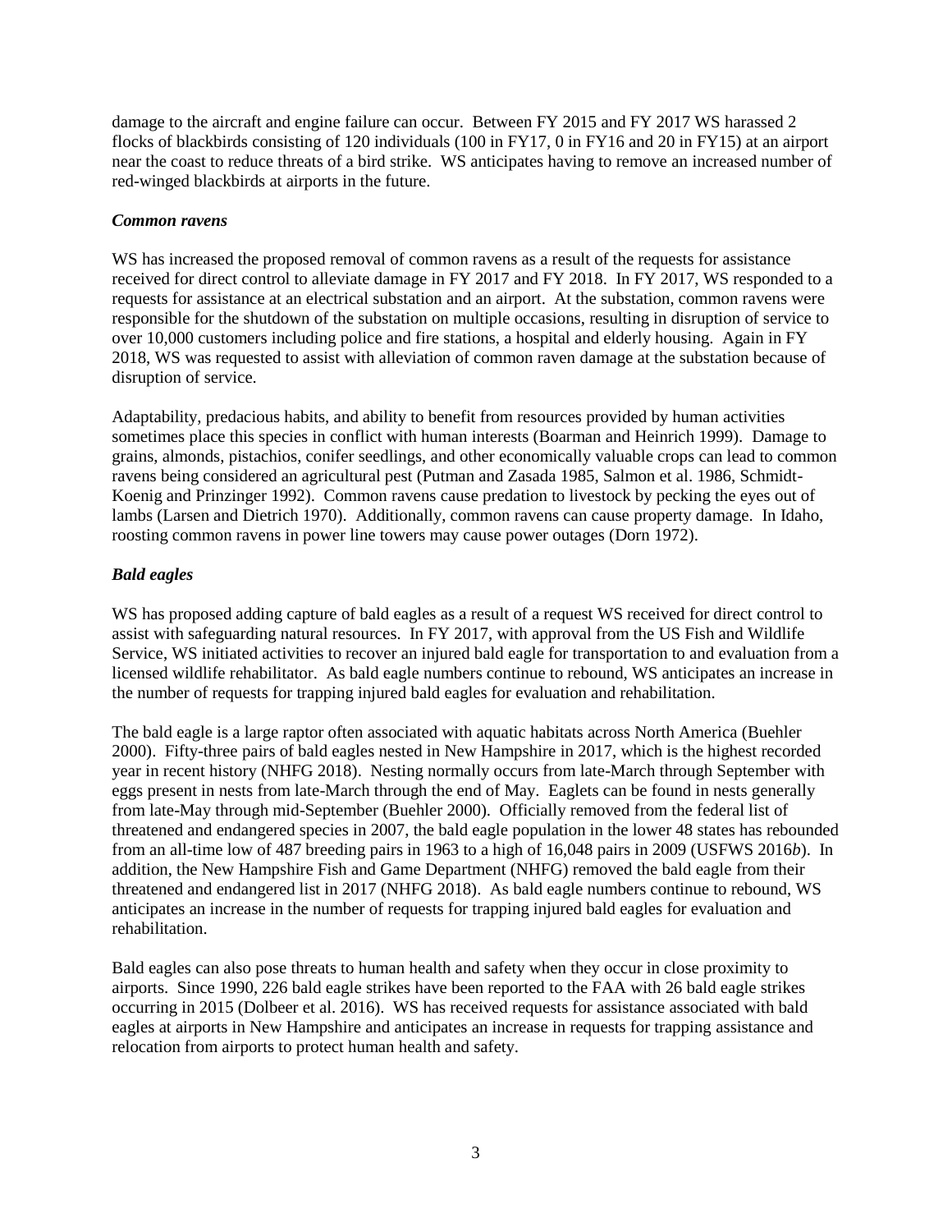damage to the aircraft and engine failure can occur. Between FY 2015 and FY 2017 WS harassed 2 flocks of blackbirds consisting of 120 individuals (100 in FY17, 0 in FY16 and 20 in FY15) at an airport near the coast to reduce threats of a bird strike. WS anticipates having to remove an increased number of red-winged blackbirds at airports in the future.

***Common ravens***

WS has increased the proposed removal of common ravens as a result of the requests for assistance received for direct control to alleviate damage in FY 2017 and FY 2018. In FY 2017, WS responded to a requests for assistance at an electrical substation and an airport. At the substation, common ravens were responsible for the shutdown of the substation on multiple occasions, resulting in disruption of service to over 10,000 customers including police and fire stations, a hospital and elderly housing. Again in FY 2018, WS was requested to assist with alleviation of common raven damage at the substation because of disruption of service.

Adaptability, predacious habits, and ability to benefit from resources provided by human activities sometimes place this species in conflict with human interests (Boarman and Heinrich 1999). Damage to grains, almonds, pistachios, conifer seedlings, and other economically valuable crops can lead to common ravens being considered an agricultural pest (Putman and Zasada 1985, Salmon et al. 1986, Schmidt-Koenig and Prinzinger 1992). Common ravens cause predation to livestock by pecking the eyes out of lambs (Larsen and Dietrich 1970). Additionally, common ravens can cause property damage. In Idaho, roosting common ravens in power line towers may cause power outages (Dorn 1972).

***Bald eagles***

WS has proposed adding capture of bald eagles as a result of a request WS received for direct control to assist with safeguarding natural resources. In FY 2017, with approval from the US Fish and Wildlife Service, WS initiated activities to recover an injured bald eagle for transportation to and evaluation from a licensed wildlife rehabilitator. As bald eagle numbers continue to rebound, WS anticipates an increase in the number of requests for trapping injured bald eagles for evaluation and rehabilitation.

The bald eagle is a large raptor often associated with aquatic habitats across North America (Buehler 2000). Fifty-three pairs of bald eagles nested in New Hampshire in 2017, which is the highest recorded year in recent history (NHFG 2018). Nesting normally occurs from late-March through September with eggs present in nests from late-March through the end of May. Eaglets can be found in nests generally from late-May through mid-September (Buehler 2000). Officially removed from the federal list of threatened and endangered species in 2007, the bald eagle population in the lower 48 states has rebounded from an all-time low of 487 breeding pairs in 1963 to a high of 16,048 pairs in 2009 (USFWS 2016*b*). In addition, the New Hampshire Fish and Game Department (NHFG) removed the bald eagle from their threatened and endangered list in 2017 (NHFG 2018). As bald eagle numbers continue to rebound, WS anticipates an increase in the number of requests for trapping injured bald eagles for evaluation and rehabilitation.

Bald eagles can also pose threats to human health and safety when they occur in close proximity to airports. Since 1990, 226 bald eagle strikes have been reported to the FAA with 26 bald eagle strikes occurring in 2015 (Dolbeer et al. 2016). WS has received requests for assistance associated with bald eagles at airports in New Hampshire and anticipates an increase in requests for trapping assistance and relocation from airports to protect human health and safety.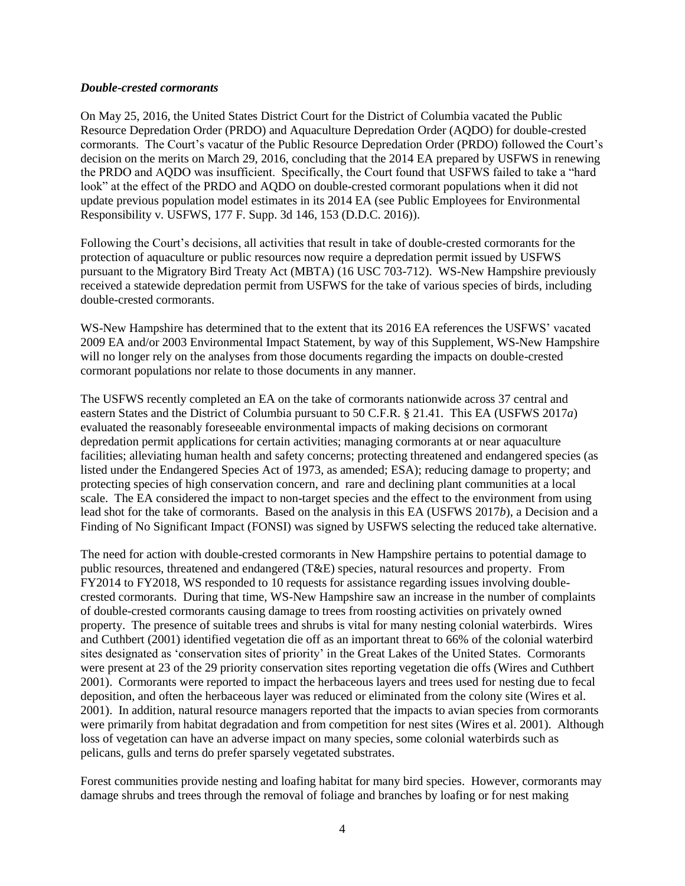***Double-crested cormorants***

On May 25, 2016, the United States District Court for the District of Columbia vacated the Public Resource Depredation Order (PRDO) and Aquaculture Depredation Order (AQDO) for double-crested cormorants. The Court's vacatur of the Public Resource Depredation Order (PRDO) followed the Court's decision on the merits on March 29, 2016, concluding that the 2014 EA prepared by USFWS in renewing the PRDO and AQDO was insufficient. Specifically, the Court found that USFWS failed to take a "hard look" at the effect of the PRDO and AQDO on double-crested cormorant populations when it did not update previous population model estimates in its 2014 EA (see Public Employees for Environmental Responsibility v. USFWS, 177 F. Supp. 3d 146, 153 (D.D.C. 2016)).

Following the Court's decisions, all activities that result in take of double-crested cormorants for the protection of aquaculture or public resources now require a depredation permit issued by USFWS pursuant to the Migratory Bird Treaty Act (MBTA) (16 USC 703-712). WS-New Hampshire previously received a statewide depredation permit from USFWS for the take of various species of birds, including double-crested cormorants.

WS-New Hampshire has determined that to the extent that its 2016 EA references the USFWS' vacated 2009 EA and/or 2003 Environmental Impact Statement, by way of this Supplement, WS-New Hampshire will no longer rely on the analyses from those documents regarding the impacts on double-crested cormorant populations nor relate to those documents in any manner.

The USFWS recently completed an EA on the take of cormorants nationwide across 37 central and eastern States and the District of Columbia pursuant to 50 C.F.R. § 21.41. This EA (USFWS 2017*a*) evaluated the reasonably foreseeable environmental impacts of making decisions on cormorant depredation permit applications for certain activities; managing cormorants at or near aquaculture facilities; alleviating human health and safety concerns; protecting threatened and endangered species (as listed under the Endangered Species Act of 1973, as amended; ESA); reducing damage to property; and protecting species of high conservation concern, and rare and declining plant communities at a local scale. The EA considered the impact to non-target species and the effect to the environment from using lead shot for the take of cormorants. Based on the analysis in this EA (USFWS 2017*b*), a Decision and a Finding of No Significant Impact (FONSI) was signed by USFWS selecting the reduced take alternative.

The need for action with double-crested cormorants in New Hampshire pertains to potential damage to public resources, threatened and endangered (T&E) species, natural resources and property. From FY2014 to FY2018, WS responded to 10 requests for assistance regarding issues involving double-crested cormorants. During that time, WS-New Hampshire saw an increase in the number of complaints of double-crested cormorants causing damage to trees from roosting activities on privately owned property. The presence of suitable trees and shrubs is vital for many nesting colonial waterbirds. Wires and Cuthbert (2001) identified vegetation die off as an important threat to 66% of the colonial waterbird sites designated as 'conservation sites of priority' in the Great Lakes of the United States. Cormorants were present at 23 of the 29 priority conservation sites reporting vegetation die offs (Wires and Cuthbert 2001). Cormorants were reported to impact the herbaceous layers and trees used for nesting due to fecal deposition, and often the herbaceous layer was reduced or eliminated from the colony site (Wires et al. 2001). In addition, natural resource managers reported that the impacts to avian species from cormorants were primarily from habitat degradation and from competition for nest sites (Wires et al. 2001). Although loss of vegetation can have an adverse impact on many species, some colonial waterbirds such as pelicans, gulls and terns do prefer sparsely vegetated substrates.

Forest communities provide nesting and loafing habitat for many bird species. However, cormorants may damage shrubs and trees through the removal of foliage and branches by loafing or for nest making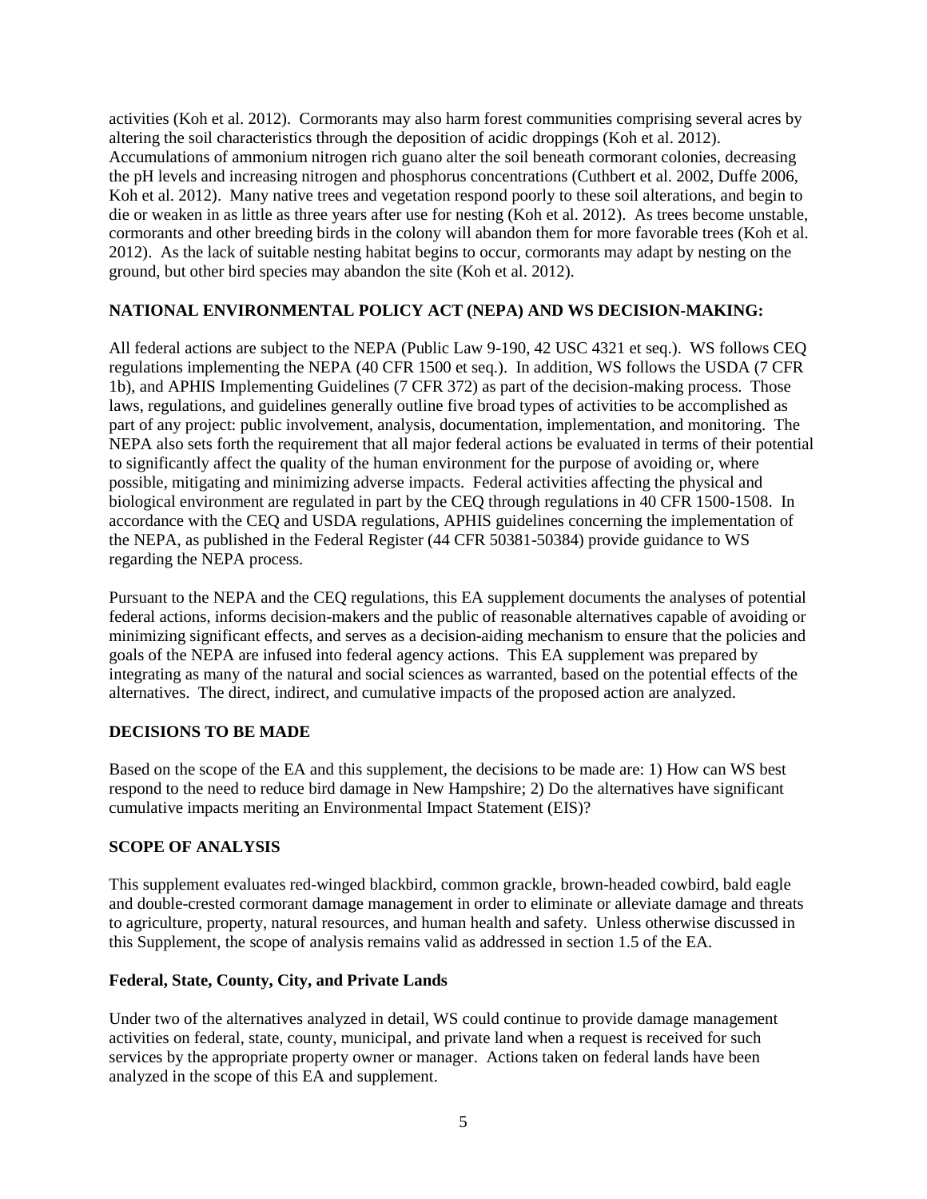activities (Koh et al. 2012). Cormorants may also harm forest communities comprising several acres by altering the soil characteristics through the deposition of acidic droppings (Koh et al. 2012). Accumulations of ammonium nitrogen rich guano alter the soil beneath cormorant colonies, decreasing the pH levels and increasing nitrogen and phosphorus concentrations (Cuthbert et al. 2002, Duffe 2006, Koh et al. 2012). Many native trees and vegetation respond poorly to these soil alterations, and begin to die or weaken in as little as three years after use for nesting (Koh et al. 2012). As trees become unstable, cormorants and other breeding birds in the colony will abandon them for more favorable trees (Koh et al. 2012). As the lack of suitable nesting habitat begins to occur, cormorants may adapt by nesting on the ground, but other bird species may abandon the site (Koh et al. 2012).

## NATIONAL ENVIRONMENTAL POLICY ACT (NEPA) AND WS DECISION-MAKING:

All federal actions are subject to the NEPA (Public Law 9-190, 42 USC 4321 et seq.). WS follows CEQ regulations implementing the NEPA (40 CFR 1500 et seq.). In addition, WS follows the USDA (7 CFR 1b), and APHIS Implementing Guidelines (7 CFR 372) as part of the decision-making process. Those laws, regulations, and guidelines generally outline five broad types of activities to be accomplished as part of any project: public involvement, analysis, documentation, implementation, and monitoring. The NEPA also sets forth the requirement that all major federal actions be evaluated in terms of their potential to significantly affect the quality of the human environment for the purpose of avoiding or, where possible, mitigating and minimizing adverse impacts. Federal activities affecting the physical and biological environment are regulated in part by the CEQ through regulations in 40 CFR 1500-1508. In accordance with the CEQ and USDA regulations, APHIS guidelines concerning the implementation of the NEPA, as published in the Federal Register (44 CFR 50381-50384) provide guidance to WS regarding the NEPA process.

Pursuant to the NEPA and the CEQ regulations, this EA supplement documents the analyses of potential federal actions, informs decision-makers and the public of reasonable alternatives capable of avoiding or minimizing significant effects, and serves as a decision-aiding mechanism to ensure that the policies and goals of the NEPA are infused into federal agency actions. This EA supplement was prepared by integrating as many of the natural and social sciences as warranted, based on the potential effects of the alternatives. The direct, indirect, and cumulative impacts of the proposed action are analyzed.

## DECISIONS TO BE MADE

Based on the scope of the EA and this supplement, the decisions to be made are: 1) How can WS best respond to the need to reduce bird damage in New Hampshire; 2) Do the alternatives have significant cumulative impacts meriting an Environmental Impact Statement (EIS)?

## SCOPE OF ANALYSIS

This supplement evaluates red-winged blackbird, common grackle, brown-headed cowbird, bald eagle and double-crested cormorant damage management in order to eliminate or alleviate damage and threats to agriculture, property, natural resources, and human health and safety. Unless otherwise discussed in this Supplement, the scope of analysis remains valid as addressed in section 1.5 of the EA.

### Federal, State, County, City, and Private Lands

Under two of the alternatives analyzed in detail, WS could continue to provide damage management activities on federal, state, county, municipal, and private land when a request is received for such services by the appropriate property owner or manager. Actions taken on federal lands have been analyzed in the scope of this EA and supplement.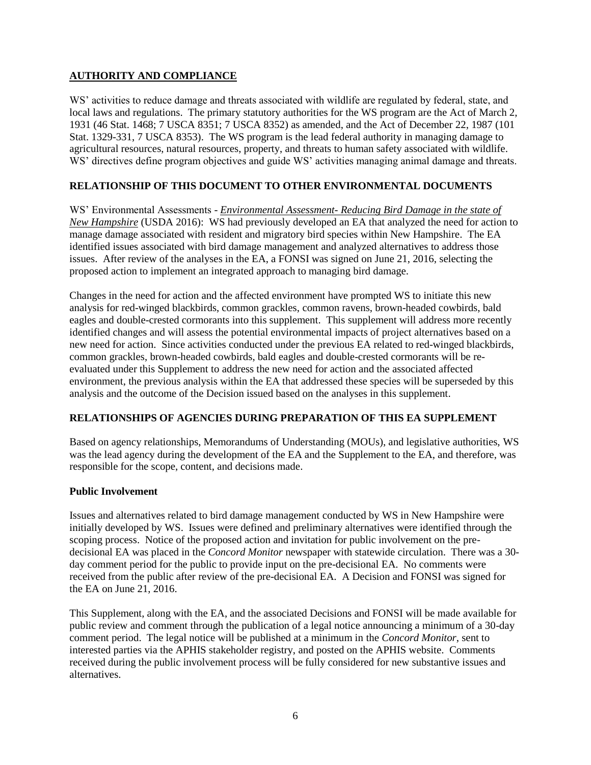## **AUTHORITY AND COMPLIANCE**

WS' activities to reduce damage and threats associated with wildlife are regulated by federal, state, and local laws and regulations. The primary statutory authorities for the WS program are the Act of March 2, 1931 (46 Stat. 1468; 7 USCA 8351; 7 USCA 8352) as amended, and the Act of December 22, 1987 (101 Stat. 1329-331, 7 USCA 8353). The WS program is the lead federal authority in managing damage to agricultural resources, natural resources, property, and threats to human safety associated with wildlife. WS' directives define program objectives and guide WS' activities managing animal damage and threats.

## **RELATIONSHIP OF THIS DOCUMENT TO OTHER ENVIRONMENTAL DOCUMENTS**

WS' Environmental Assessments - ***Environmental Assessment- Reducing Bird Damage in the state of New Hampshire*** (USDA 2016): WS had previously developed an EA that analyzed the need for action to manage damage associated with resident and migratory bird species within New Hampshire. The EA identified issues associated with bird damage management and analyzed alternatives to address those issues. After review of the analyses in the EA, a FONSI was signed on June 21, 2016, selecting the proposed action to implement an integrated approach to managing bird damage.

Changes in the need for action and the affected environment have prompted WS to initiate this new analysis for red-winged blackbirds, common grackles, common ravens, brown-headed cowbirds, bald eagles and double-crested cormorants into this supplement. This supplement will address more recently identified changes and will assess the potential environmental impacts of project alternatives based on a new need for action. Since activities conducted under the previous EA related to red-winged blackbirds, common grackles, brown-headed cowbirds, bald eagles and double-crested cormorants will be re-evaluated under this Supplement to address the new need for action and the associated affected environment, the previous analysis within the EA that addressed these species will be superseded by this analysis and the outcome of the Decision issued based on the analyses in this supplement.

## **RELATIONSHIPS OF AGENCIES DURING PREPARATION OF THIS EA SUPPLEMENT**

Based on agency relationships, Memorandums of Understanding (MOUs), and legislative authorities, WS was the lead agency during the development of the EA and the Supplement to the EA, and therefore, was responsible for the scope, content, and decisions made.

### **Public Involvement**

Issues and alternatives related to bird damage management conducted by WS in New Hampshire were initially developed by WS. Issues were defined and preliminary alternatives were identified through the scoping process. Notice of the proposed action and invitation for public involvement on the pre-decisional EA was placed in the *Concord Monitor* newspaper with statewide circulation. There was a 30-day comment period for the public to provide input on the pre-decisional EA. No comments were received from the public after review of the pre-decisional EA. A Decision and FONSI was signed for the EA on June 21, 2016.

This Supplement, along with the EA, and the associated Decisions and FONSI will be made available for public review and comment through the publication of a legal notice announcing a minimum of a 30-day comment period. The legal notice will be published at a minimum in the *Concord Monitor*, sent to interested parties via the APHIS stakeholder registry, and posted on the APHIS website. Comments received during the public involvement process will be fully considered for new substantive issues and alternatives.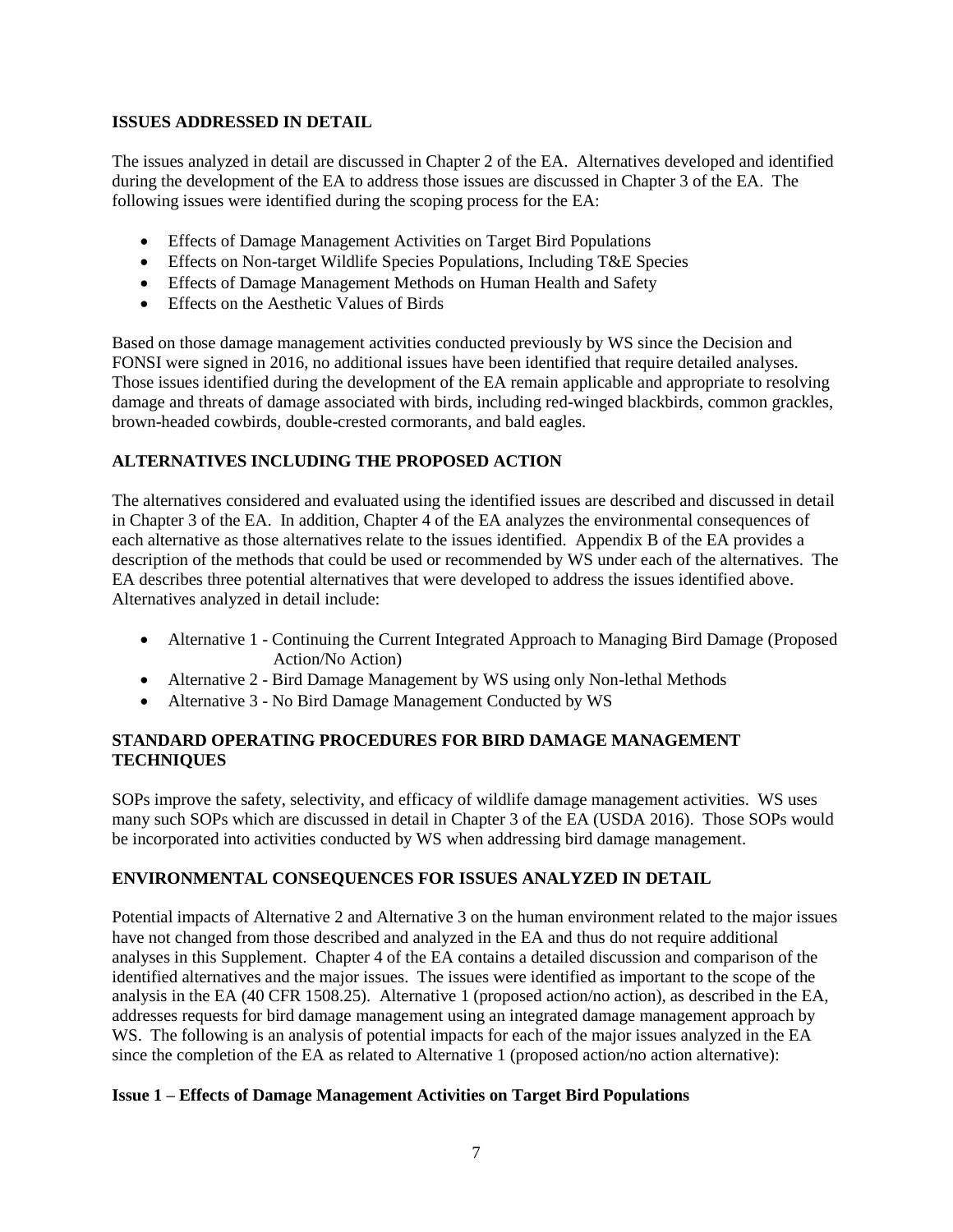## ISSUES ADDRESSED IN DETAIL

The issues analyzed in detail are discussed in Chapter 2 of the EA. Alternatives developed and identified during the development of the EA to address those issues are discussed in Chapter 3 of the EA. The following issues were identified during the scoping process for the EA:

- Effects of Damage Management Activities on Target Bird Populations
- Effects on Non-target Wildlife Species Populations, Including T&E Species
- Effects of Damage Management Methods on Human Health and Safety
- Effects on the Aesthetic Values of Birds

Based on those damage management activities conducted previously by WS since the Decision and FONSI were signed in 2016, no additional issues have been identified that require detailed analyses. Those issues identified during the development of the EA remain applicable and appropriate to resolving damage and threats of damage associated with birds, including red-winged blackbirds, common grackles, brown-headed cowbirds, double-crested cormorants, and bald eagles.

## ALTERNATIVES INCLUDING THE PROPOSED ACTION

The alternatives considered and evaluated using the identified issues are described and discussed in detail in Chapter 3 of the EA. In addition, Chapter 4 of the EA analyzes the environmental consequences of each alternative as those alternatives relate to the issues identified. Appendix B of the EA provides a description of the methods that could be used or recommended by WS under each of the alternatives. The EA describes three potential alternatives that were developed to address the issues identified above. Alternatives analyzed in detail include:

- Alternative 1 - Continuing the Current Integrated Approach to Managing Bird Damage (Proposed Action/No Action)
- Alternative 2 - Bird Damage Management by WS using only Non-lethal Methods
- Alternative 3 - No Bird Damage Management Conducted by WS

## STANDARD OPERATING PROCEDURES FOR BIRD DAMAGE MANAGEMENT TECHNIQUES

SOPs improve the safety, selectivity, and efficacy of wildlife damage management activities. WS uses many such SOPs which are discussed in detail in Chapter 3 of the EA (USDA 2016). Those SOPs would be incorporated into activities conducted by WS when addressing bird damage management.

## ENVIRONMENTAL CONSEQUENCES FOR ISSUES ANALYZED IN DETAIL

Potential impacts of Alternative 2 and Alternative 3 on the human environment related to the major issues have not changed from those described and analyzed in the EA and thus do not require additional analyses in this Supplement. Chapter 4 of the EA contains a detailed discussion and comparison of the identified alternatives and the major issues. The issues were identified as important to the scope of the analysis in the EA (40 CFR 1508.25). Alternative 1 (proposed action/no action), as described in the EA, addresses requests for bird damage management using an integrated damage management approach by WS. The following is an analysis of potential impacts for each of the major issues analyzed in the EA since the completion of the EA as related to Alternative 1 (proposed action/no action alternative):

### Issue 1 – Effects of Damage Management Activities on Target Bird Populations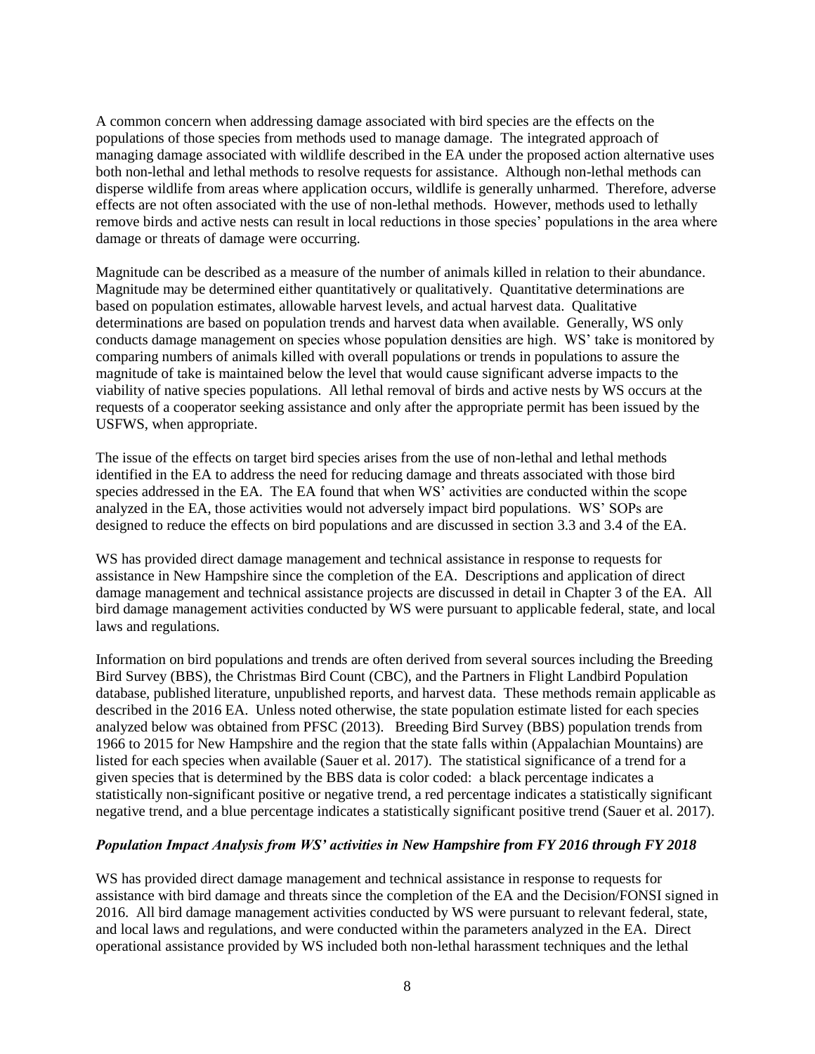A common concern when addressing damage associated with bird species are the effects on the populations of those species from methods used to manage damage. The integrated approach of managing damage associated with wildlife described in the EA under the proposed action alternative uses both non-lethal and lethal methods to resolve requests for assistance. Although non-lethal methods can disperse wildlife from areas where application occurs, wildlife is generally unharmed. Therefore, adverse effects are not often associated with the use of non-lethal methods. However, methods used to lethally remove birds and active nests can result in local reductions in those species' populations in the area where damage or threats of damage were occurring.

Magnitude can be described as a measure of the number of animals killed in relation to their abundance. Magnitude may be determined either quantitatively or qualitatively. Quantitative determinations are based on population estimates, allowable harvest levels, and actual harvest data. Qualitative determinations are based on population trends and harvest data when available. Generally, WS only conducts damage management on species whose population densities are high. WS' take is monitored by comparing numbers of animals killed with overall populations or trends in populations to assure the magnitude of take is maintained below the level that would cause significant adverse impacts to the viability of native species populations. All lethal removal of birds and active nests by WS occurs at the requests of a cooperator seeking assistance and only after the appropriate permit has been issued by the USFWS, when appropriate.

The issue of the effects on target bird species arises from the use of non-lethal and lethal methods identified in the EA to address the need for reducing damage and threats associated with those bird species addressed in the EA. The EA found that when WS' activities are conducted within the scope analyzed in the EA, those activities would not adversely impact bird populations. WS' SOPs are designed to reduce the effects on bird populations and are discussed in section 3.3 and 3.4 of the EA.

WS has provided direct damage management and technical assistance in response to requests for assistance in New Hampshire since the completion of the EA. Descriptions and application of direct damage management and technical assistance projects are discussed in detail in Chapter 3 of the EA. All bird damage management activities conducted by WS were pursuant to applicable federal, state, and local laws and regulations.

Information on bird populations and trends are often derived from several sources including the Breeding Bird Survey (BBS), the Christmas Bird Count (CBC), and the Partners in Flight Landbird Population database, published literature, unpublished reports, and harvest data. These methods remain applicable as described in the 2016 EA. Unless noted otherwise, the state population estimate listed for each species analyzed below was obtained from PFSC (2013). Breeding Bird Survey (BBS) population trends from 1966 to 2015 for New Hampshire and the region that the state falls within (Appalachian Mountains) are listed for each species when available (Sauer et al. 2017). The statistical significance of a trend for a given species that is determined by the BBS data is color coded: a black percentage indicates a statistically non-significant positive or negative trend, a red percentage indicates a statistically significant negative trend, and a blue percentage indicates a statistically significant positive trend (Sauer et al. 2017).

***Population Impact Analysis from WS' activities in New Hampshire from FY 2016 through FY 2018***

WS has provided direct damage management and technical assistance in response to requests for assistance with bird damage and threats since the completion of the EA and the Decision/FONSI signed in 2016. All bird damage management activities conducted by WS were pursuant to relevant federal, state, and local laws and regulations, and were conducted within the parameters analyzed in the EA. Direct operational assistance provided by WS included both non-lethal harassment techniques and the lethal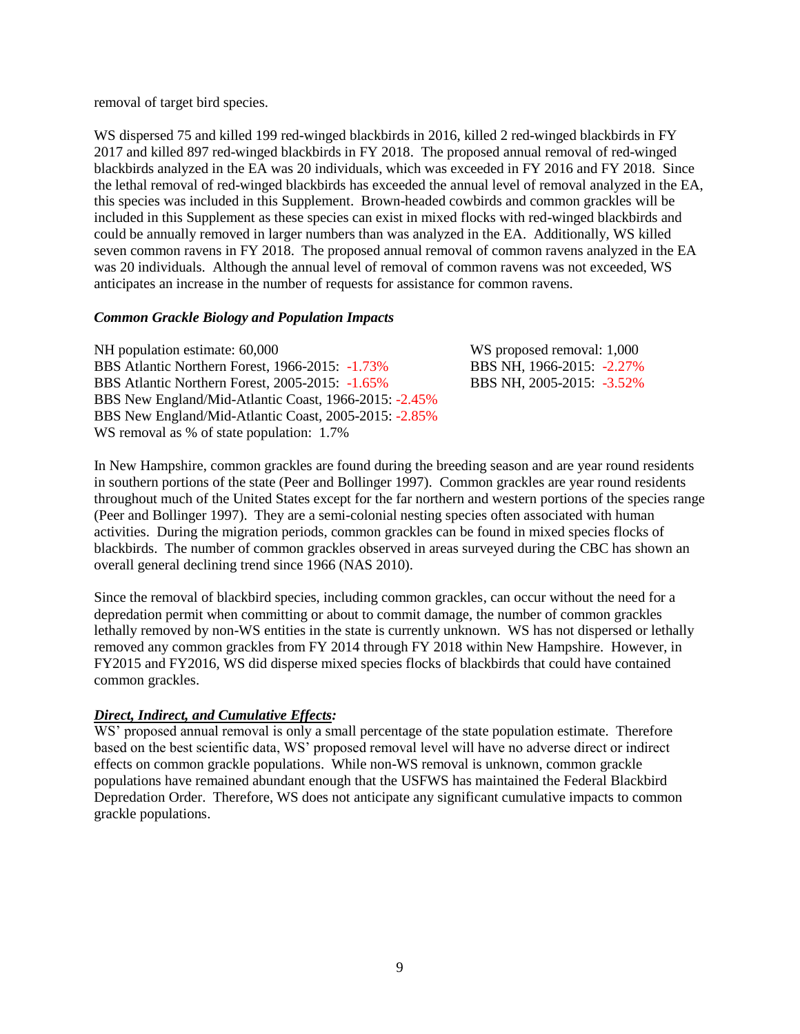removal of target bird species.

WS dispersed 75 and killed 199 red-winged blackbirds in 2016, killed 2 red-winged blackbirds in FY 2017 and killed 897 red-winged blackbirds in FY 2018. The proposed annual removal of red-winged blackbirds analyzed in the EA was 20 individuals, which was exceeded in FY 2016 and FY 2018. Since the lethal removal of red-winged blackbirds has exceeded the annual level of removal analyzed in the EA, this species was included in this Supplement. Brown-headed cowbirds and common grackles will be included in this Supplement as these species can exist in mixed flocks with red-winged blackbirds and could be annually removed in larger numbers than was analyzed in the EA. Additionally, WS killed seven common ravens in FY 2018. The proposed annual removal of common ravens analyzed in the EA was 20 individuals. Although the annual level of removal of common ravens was not exceeded, WS anticipates an increase in the number of requests for assistance for common ravens.

***Common Grackle Biology and Population Impacts***

NH population estimate: 60,000
BBS Atlantic Northern Forest, 1966-2015: -1.73%
BBS Atlantic Northern Forest, 2005-2015: -1.65%
BBS New England/Mid-Atlantic Coast, 1966-2015: -2.45%
BBS New England/Mid-Atlantic Coast, 2005-2015: -2.85%
WS removal as % of state population: 1.7%

WS proposed removal: 1,000
BBS NH, 1966-2015: -2.27%
BBS NH, 2005-2015: -3.52%

In New Hampshire, common grackles are found during the breeding season and are year round residents in southern portions of the state (Peer and Bollinger 1997). Common grackles are year round residents throughout much of the United States except for the far northern and western portions of the species range (Peer and Bollinger 1997). They are a semi-colonial nesting species often associated with human activities. During the migration periods, common grackles can be found in mixed species flocks of blackbirds. The number of common grackles observed in areas surveyed during the CBC has shown an overall general declining trend since 1966 (NAS 2010).

Since the removal of blackbird species, including common grackles, can occur without the need for a depredation permit when committing or about to commit damage, the number of common grackles lethally removed by non-WS entities in the state is currently unknown. WS has not dispersed or lethally removed any common grackles from FY 2014 through FY 2018 within New Hampshire. However, in FY2015 and FY2016, WS did disperse mixed species flocks of blackbirds that could have contained common grackles.

***Direct, Indirect, and Cumulative Effects:***

WS' proposed annual removal is only a small percentage of the state population estimate. Therefore based on the best scientific data, WS' proposed removal level will have no adverse direct or indirect effects on common grackle populations. While non-WS removal is unknown, common grackle populations have remained abundant enough that the USFWS has maintained the Federal Blackbird Depredation Order. Therefore, WS does not anticipate any significant cumulative impacts to common grackle populations.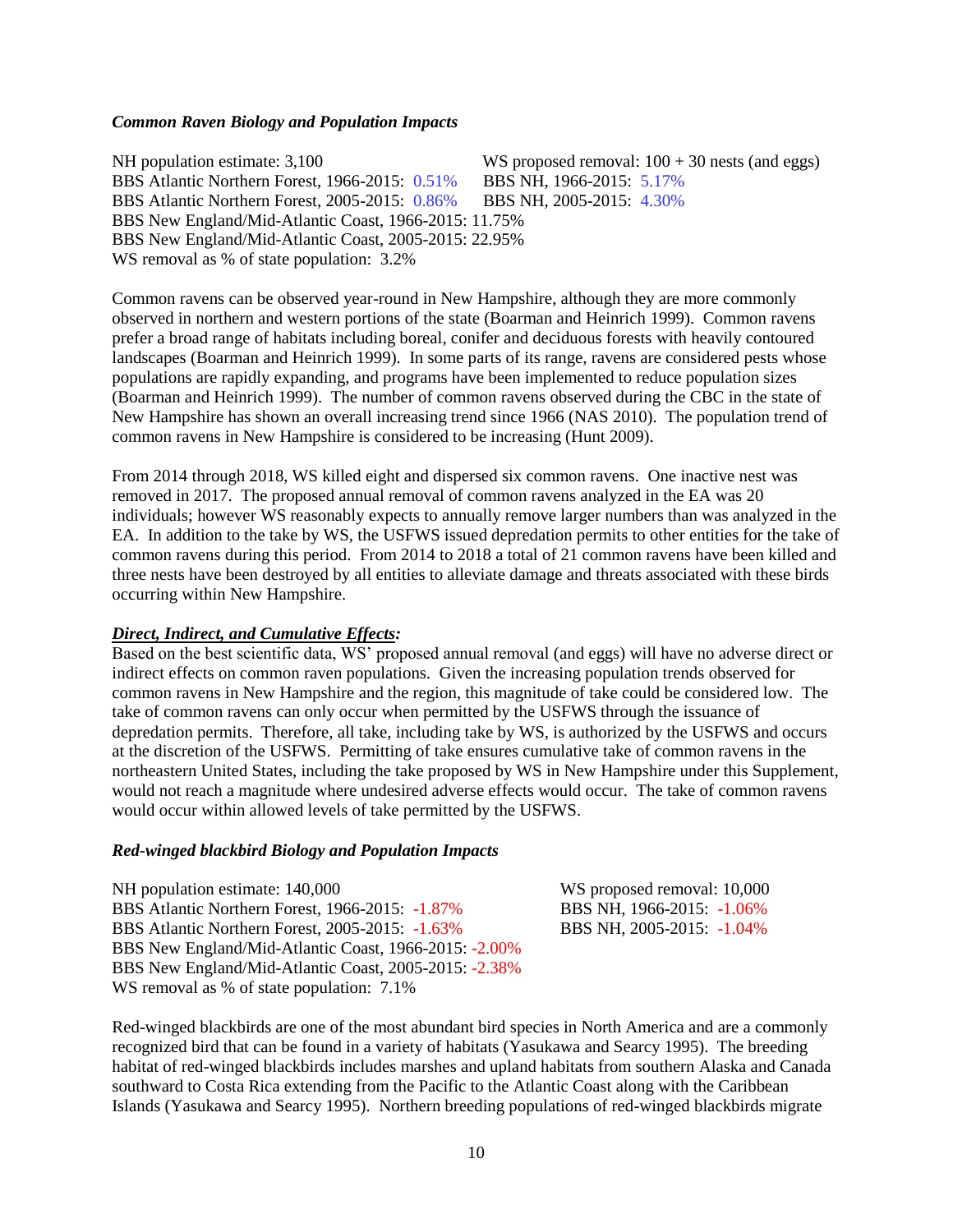### *Common Raven Biology and Population Impacts*

NH population estimate: 3,100
WS proposed removal: 100 + 30 nests (and eggs)
BBS Atlantic Northern Forest, 1966-2015: 0.51%
BBS NH, 1966-2015: 5.17%
BBS Atlantic Northern Forest, 2005-2015: 0.86%
BBS NH, 2005-2015: 4.30%
BBS New England/Mid-Atlantic Coast, 1966-2015: 11.75%
BBS New England/Mid-Atlantic Coast, 2005-2015: 22.95%
WS removal as % of state population: 3.2%

Common ravens can be observed year-round in New Hampshire, although they are more commonly observed in northern and western portions of the state (Boarman and Heinrich 1999). Common ravens prefer a broad range of habitats including boreal, conifer and deciduous forests with heavily contoured landscapes (Boarman and Heinrich 1999). In some parts of its range, ravens are considered pests whose populations are rapidly expanding, and programs have been implemented to reduce population sizes (Boarman and Heinrich 1999). The number of common ravens observed during the CBC in the state of New Hampshire has shown an overall increasing trend since 1966 (NAS 2010). The population trend of common ravens in New Hampshire is considered to be increasing (Hunt 2009).

From 2014 through 2018, WS killed eight and dispersed six common ravens. One inactive nest was removed in 2017. The proposed annual removal of common ravens analyzed in the EA was 20 individuals; however WS reasonably expects to annually remove larger numbers than was analyzed in the EA. In addition to the take by WS, the USFWS issued depredation permits to other entities for the take of common ravens during this period. From 2014 to 2018 a total of 21 common ravens have been killed and three nests have been destroyed by all entities to alleviate damage and threats associated with these birds occurring within New Hampshire.

***<u>Direct, Indirect, and Cumulative Effects:</u>***
Based on the best scientific data, WS' proposed annual removal (and eggs) will have no adverse direct or indirect effects on common raven populations. Given the increasing population trends observed for common ravens in New Hampshire and the region, this magnitude of take could be considered low. The take of common ravens can only occur when permitted by the USFWS through the issuance of depredation permits. Therefore, all take, including take by WS, is authorized by the USFWS and occurs at the discretion of the USFWS. Permitting of take ensures cumulative take of common ravens in the northeastern United States, including the take proposed by WS in New Hampshire under this Supplement, would not reach a magnitude where undesired adverse effects would occur. The take of common ravens would occur within allowed levels of take permitted by the USFWS.

### *Red-winged blackbird Biology and Population Impacts*

NH population estimate: 140,000
WS proposed removal: 10,000
BBS Atlantic Northern Forest, 1966-2015: -1.87%
BBS NH, 1966-2015: -1.06%
BBS Atlantic Northern Forest, 2005-2015: -1.63%
BBS NH, 2005-2015: -1.04%
BBS New England/Mid-Atlantic Coast, 1966-2015: -2.00%
BBS New England/Mid-Atlantic Coast, 2005-2015: -2.38%
WS removal as % of state population: 7.1%

Red-winged blackbirds are one of the most abundant bird species in North America and are a commonly recognized bird that can be found in a variety of habitats (Yasukawa and Searcy 1995). The breeding habitat of red-winged blackbirds includes marshes and upland habitats from southern Alaska and Canada southward to Costa Rica extending from the Pacific to the Atlantic Coast along with the Caribbean Islands (Yasukawa and Searcy 1995). Northern breeding populations of red-winged blackbirds migrate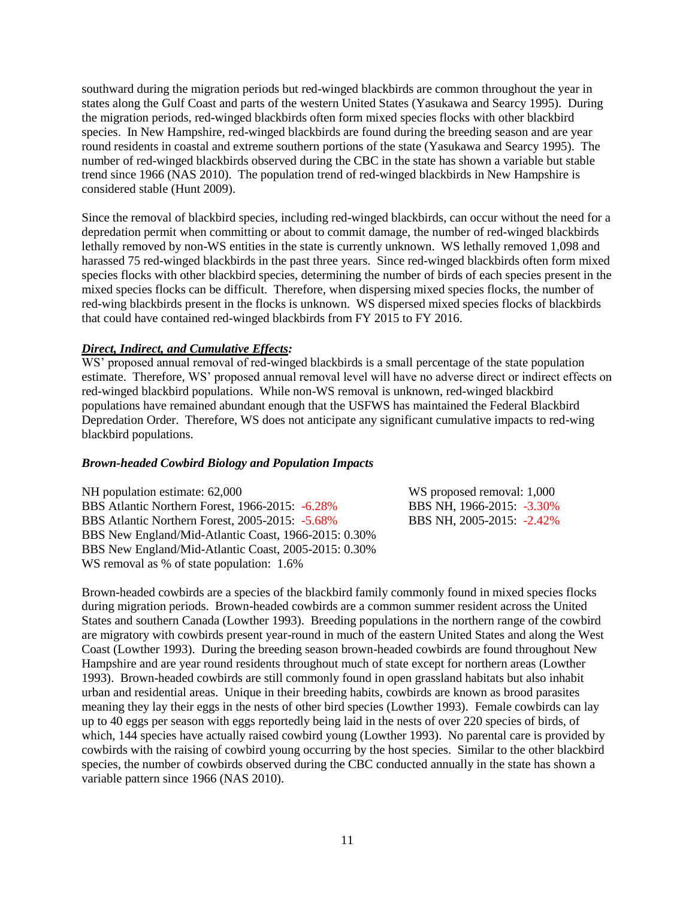southward during the migration periods but red-winged blackbirds are common throughout the year in states along the Gulf Coast and parts of the western United States (Yasukawa and Searcy 1995). During the migration periods, red-winged blackbirds often form mixed species flocks with other blackbird species. In New Hampshire, red-winged blackbirds are found during the breeding season and are year round residents in coastal and extreme southern portions of the state (Yasukawa and Searcy 1995). The number of red-winged blackbirds observed during the CBC in the state has shown a variable but stable trend since 1966 (NAS 2010). The population trend of red-winged blackbirds in New Hampshire is considered stable (Hunt 2009).

Since the removal of blackbird species, including red-winged blackbirds, can occur without the need for a depredation permit when committing or about to commit damage, the number of red-winged blackbirds lethally removed by non-WS entities in the state is currently unknown. WS lethally removed 1,098 and harassed 75 red-winged blackbirds in the past three years. Since red-winged blackbirds often form mixed species flocks with other blackbird species, determining the number of birds of each species present in the mixed species flocks can be difficult. Therefore, when dispersing mixed species flocks, the number of red-wing blackbirds present in the flocks is unknown. WS dispersed mixed species flocks of blackbirds that could have contained red-winged blackbirds from FY 2015 to FY 2016.

***Direct, Indirect, and Cumulative Effects:***

WS' proposed annual removal of red-winged blackbirds is a small percentage of the state population estimate. Therefore, WS' proposed annual removal level will have no adverse direct or indirect effects on red-winged blackbird populations. While non-WS removal is unknown, red-winged blackbird populations have remained abundant enough that the USFWS has maintained the Federal Blackbird Depredation Order. Therefore, WS does not anticipate any significant cumulative impacts to red-wing blackbird populations.

### *Brown-headed Cowbird Biology and Population Impacts*

NH population estimate: 62,000
BBS Atlantic Northern Forest, 1966-2015: -6.28%
BBS Atlantic Northern Forest, 2005-2015: -5.68%
BBS New England/Mid-Atlantic Coast, 1966-2015: 0.30%
BBS New England/Mid-Atlantic Coast, 2005-2015: 0.30%
WS removal as % of state population: 1.6%

WS proposed removal: 1,000
BBS NH, 1966-2015: -3.30%
BBS NH, 2005-2015: -2.42%

Brown-headed cowbirds are a species of the blackbird family commonly found in mixed species flocks during migration periods. Brown-headed cowbirds are a common summer resident across the United States and southern Canada (Lowther 1993). Breeding populations in the northern range of the cowbird are migratory with cowbirds present year-round in much of the eastern United States and along the West Coast (Lowther 1993). During the breeding season brown-headed cowbirds are found throughout New Hampshire and are year round residents throughout much of state except for northern areas (Lowther 1993). Brown-headed cowbirds are still commonly found in open grassland habitats but also inhabit urban and residential areas. Unique in their breeding habits, cowbirds are known as brood parasites meaning they lay their eggs in the nests of other bird species (Lowther 1993). Female cowbirds can lay up to 40 eggs per season with eggs reportedly being laid in the nests of over 220 species of birds, of which, 144 species have actually raised cowbird young (Lowther 1993). No parental care is provided by cowbirds with the raising of cowbird young occurring by the host species. Similar to the other blackbird species, the number of cowbirds observed during the CBC conducted annually in the state has shown a variable pattern since 1966 (NAS 2010).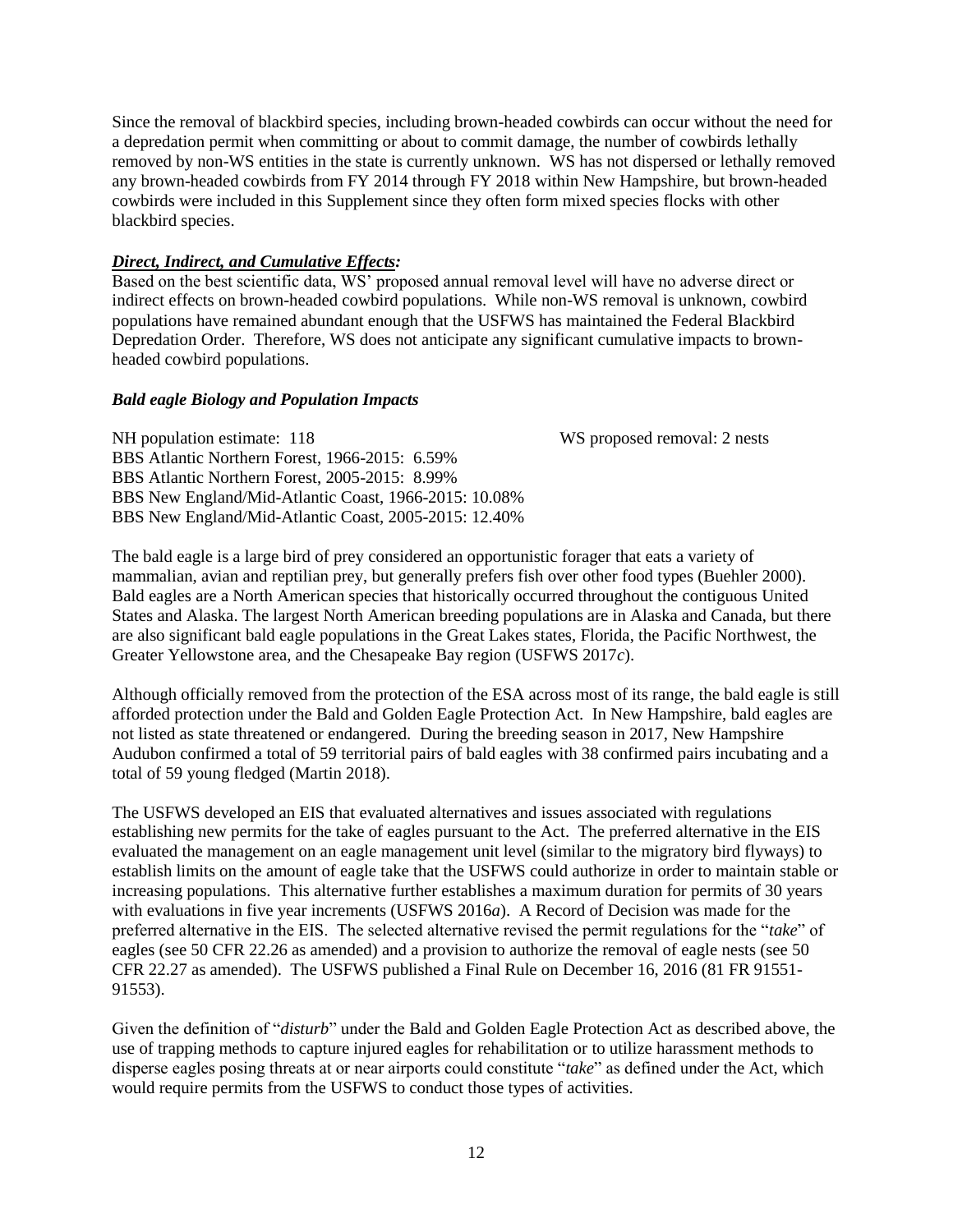Since the removal of blackbird species, including brown-headed cowbirds can occur without the need for a depredation permit when committing or about to commit damage, the number of cowbirds lethally removed by non-WS entities in the state is currently unknown. WS has not dispersed or lethally removed any brown-headed cowbirds from FY 2014 through FY 2018 within New Hampshire, but brown-headed cowbirds were included in this Supplement since they often form mixed species flocks with other blackbird species.

***Direct, Indirect, and Cumulative Effects:***

Based on the best scientific data, WS' proposed annual removal level will have no adverse direct or indirect effects on brown-headed cowbird populations. While non-WS removal is unknown, cowbird populations have remained abundant enough that the USFWS has maintained the Federal Blackbird Depredation Order. Therefore, WS does not anticipate any significant cumulative impacts to brown-headed cowbird populations.

***Bald eagle Biology and Population Impacts***

NH population estimate: 118 WS proposed removal: 2 nests
BBS Atlantic Northern Forest, 1966-2015: 6.59%
BBS Atlantic Northern Forest, 2005-2015: 8.99%
BBS New England/Mid-Atlantic Coast, 1966-2015: 10.08%
BBS New England/Mid-Atlantic Coast, 2005-2015: 12.40%

The bald eagle is a large bird of prey considered an opportunistic forager that eats a variety of mammalian, avian and reptilian prey, but generally prefers fish over other food types (Buehler 2000). Bald eagles are a North American species that historically occurred throughout the contiguous United States and Alaska. The largest North American breeding populations are in Alaska and Canada, but there are also significant bald eagle populations in the Great Lakes states, Florida, the Pacific Northwest, the Greater Yellowstone area, and the Chesapeake Bay region (USFWS 2017*c*).

Although officially removed from the protection of the ESA across most of its range, the bald eagle is still afforded protection under the Bald and Golden Eagle Protection Act. In New Hampshire, bald eagles are not listed as state threatened or endangered. During the breeding season in 2017, New Hampshire Audubon confirmed a total of 59 territorial pairs of bald eagles with 38 confirmed pairs incubating and a total of 59 young fledged (Martin 2018).

The USFWS developed an EIS that evaluated alternatives and issues associated with regulations establishing new permits for the take of eagles pursuant to the Act. The preferred alternative in the EIS evaluated the management on an eagle management unit level (similar to the migratory bird flyways) to establish limits on the amount of eagle take that the USFWS could authorize in order to maintain stable or increasing populations. This alternative further establishes a maximum duration for permits of 30 years with evaluations in five year increments (USFWS 2016*a*). A Record of Decision was made for the preferred alternative in the EIS. The selected alternative revised the permit regulations for the "*take*" of eagles (see 50 CFR 22.26 as amended) and a provision to authorize the removal of eagle nests (see 50 CFR 22.27 as amended). The USFWS published a Final Rule on December 16, 2016 (81 FR 91551-91553).

Given the definition of "*disturb*" under the Bald and Golden Eagle Protection Act as described above, the use of trapping methods to capture injured eagles for rehabilitation or to utilize harassment methods to disperse eagles posing threats at or near airports could constitute "*take*" as defined under the Act, which would require permits from the USFWS to conduct those types of activities.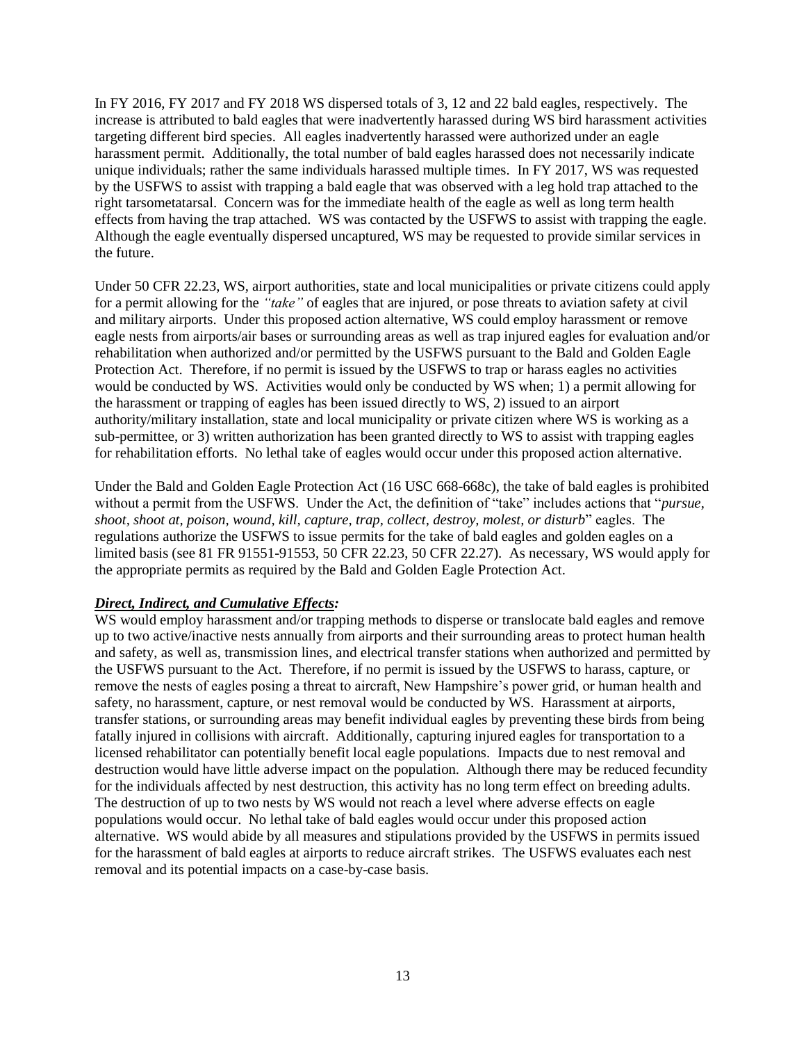In FY 2016, FY 2017 and FY 2018 WS dispersed totals of 3, 12 and 22 bald eagles, respectively. The increase is attributed to bald eagles that were inadvertently harassed during WS bird harassment activities targeting different bird species. All eagles inadvertently harassed were authorized under an eagle harassment permit. Additionally, the total number of bald eagles harassed does not necessarily indicate unique individuals; rather the same individuals harassed multiple times. In FY 2017, WS was requested by the USFWS to assist with trapping a bald eagle that was observed with a leg hold trap attached to the right tarsometatarsal. Concern was for the immediate health of the eagle as well as long term health effects from having the trap attached. WS was contacted by the USFWS to assist with trapping the eagle. Although the eagle eventually dispersed uncaptured, WS may be requested to provide similar services in the future.

Under 50 CFR 22.23, WS, airport authorities, state and local municipalities or private citizens could apply for a permit allowing for the *"take"* of eagles that are injured, or pose threats to aviation safety at civil and military airports. Under this proposed action alternative, WS could employ harassment or remove eagle nests from airports/air bases or surrounding areas as well as trap injured eagles for evaluation and/or rehabilitation when authorized and/or permitted by the USFWS pursuant to the Bald and Golden Eagle Protection Act. Therefore, if no permit is issued by the USFWS to trap or harass eagles no activities would be conducted by WS. Activities would only be conducted by WS when; 1) a permit allowing for the harassment or trapping of eagles has been issued directly to WS, 2) issued to an airport authority/military installation, state and local municipality or private citizen where WS is working as a sub-permittee, or 3) written authorization has been granted directly to WS to assist with trapping eagles for rehabilitation efforts. No lethal take of eagles would occur under this proposed action alternative.

Under the Bald and Golden Eagle Protection Act (16 USC 668-668c), the take of bald eagles is prohibited without a permit from the USFWS. Under the Act, the definition of "take" includes actions that "*pursue, shoot, shoot at, poison, wound, kill, capture, trap, collect, destroy, molest, or disturb*" eagles. The regulations authorize the USFWS to issue permits for the take of bald eagles and golden eagles on a limited basis (see 81 FR 91551-91553, 50 CFR 22.23, 50 CFR 22.27). As necessary, WS would apply for the appropriate permits as required by the Bald and Golden Eagle Protection Act.

***Direct, Indirect, and Cumulative Effects:***

WS would employ harassment and/or trapping methods to disperse or translocate bald eagles and remove up to two active/inactive nests annually from airports and their surrounding areas to protect human health and safety, as well as, transmission lines, and electrical transfer stations when authorized and permitted by the USFWS pursuant to the Act. Therefore, if no permit is issued by the USFWS to harass, capture, or remove the nests of eagles posing a threat to aircraft, New Hampshire's power grid, or human health and safety, no harassment, capture, or nest removal would be conducted by WS. Harassment at airports, transfer stations, or surrounding areas may benefit individual eagles by preventing these birds from being fatally injured in collisions with aircraft. Additionally, capturing injured eagles for transportation to a licensed rehabilitator can potentially benefit local eagle populations. Impacts due to nest removal and destruction would have little adverse impact on the population. Although there may be reduced fecundity for the individuals affected by nest destruction, this activity has no long term effect on breeding adults. The destruction of up to two nests by WS would not reach a level where adverse effects on eagle populations would occur. No lethal take of bald eagles would occur under this proposed action alternative. WS would abide by all measures and stipulations provided by the USFWS in permits issued for the harassment of bald eagles at airports to reduce aircraft strikes. The USFWS evaluates each nest removal and its potential impacts on a case-by-case basis.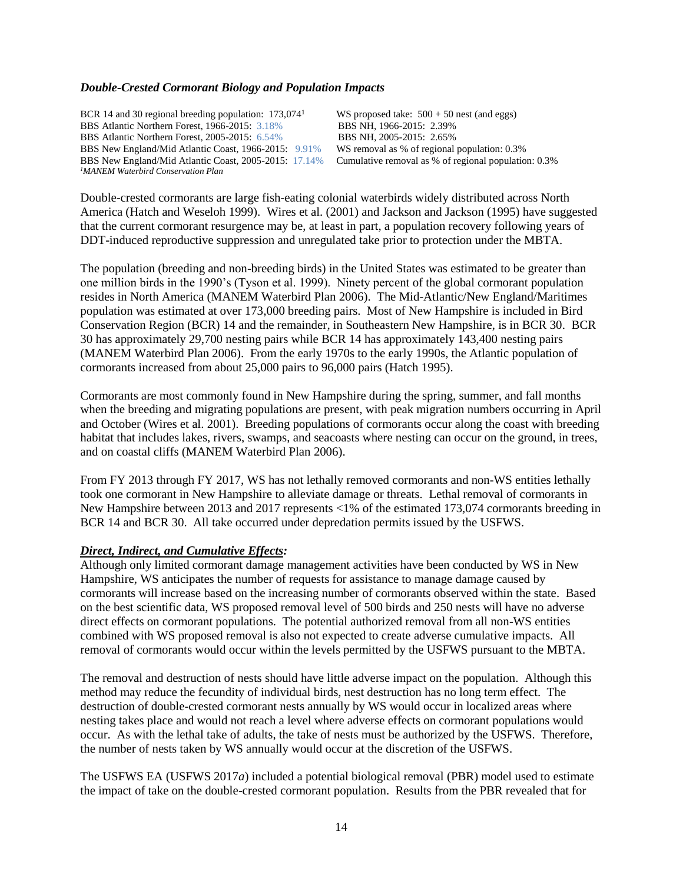### *Double-Crested Cormorant Biology and Population Impacts*

| | |
|---|---|
| BCR 14 and 30 regional breeding population: 173,074[1] | WS proposed take: 500 + 50 nest (and eggs) |
| BBS Atlantic Northern Forest, 1966-2015: 3.18% | BBS NH, 1966-2015: 2.39% |
| BBS Atlantic Northern Forest, 2005-2015: 6.54% | BBS NH, 2005-2015: 2.65% |
| BBS New England/Mid Atlantic Coast, 1966-2015: 9.91% | WS removal as % of regional population: 0.3% |
| BBS New England/Mid Atlantic Coast, 2005-2015: 17.14% | Cumulative removal as % of regional population: 0.3% |

*[1]MANEM Waterbird Conservation Plan*

Double-crested cormorants are large fish-eating colonial waterbirds widely distributed across North America (Hatch and Weseloh 1999). Wires et al. (2001) and Jackson and Jackson (1995) have suggested that the current cormorant resurgence may be, at least in part, a population recovery following years of DDT-induced reproductive suppression and unregulated take prior to protection under the MBTA.

The population (breeding and non-breeding birds) in the United States was estimated to be greater than one million birds in the 1990's (Tyson et al. 1999). Ninety percent of the global cormorant population resides in North America (MANEM Waterbird Plan 2006). The Mid-Atlantic/New England/Maritimes population was estimated at over 173,000 breeding pairs. Most of New Hampshire is included in Bird Conservation Region (BCR) 14 and the remainder, in Southeastern New Hampshire, is in BCR 30. BCR 30 has approximately 29,700 nesting pairs while BCR 14 has approximately 143,400 nesting pairs (MANEM Waterbird Plan 2006). From the early 1970s to the early 1990s, the Atlantic population of cormorants increased from about 25,000 pairs to 96,000 pairs (Hatch 1995).

Cormorants are most commonly found in New Hampshire during the spring, summer, and fall months when the breeding and migrating populations are present, with peak migration numbers occurring in April and October (Wires et al. 2001). Breeding populations of cormorants occur along the coast with breeding habitat that includes lakes, rivers, swamps, and seacoasts where nesting can occur on the ground, in trees, and on coastal cliffs (MANEM Waterbird Plan 2006).

From FY 2013 through FY 2017, WS has not lethally removed cormorants and non-WS entities lethally took one cormorant in New Hampshire to alleviate damage or threats. Lethal removal of cormorants in New Hampshire between 2013 and 2017 represents <1% of the estimated 173,074 cormorants breeding in BCR 14 and BCR 30. All take occurred under depredation permits issued by the USFWS.

***Direct, Indirect, and Cumulative Effects:***

Although only limited cormorant damage management activities have been conducted by WS in New Hampshire, WS anticipates the number of requests for assistance to manage damage caused by cormorants will increase based on the increasing number of cormorants observed within the state. Based on the best scientific data, WS proposed removal level of 500 birds and 250 nests will have no adverse direct effects on cormorant populations. The potential authorized removal from all non-WS entities combined with WS proposed removal is also not expected to create adverse cumulative impacts. All removal of cormorants would occur within the levels permitted by the USFWS pursuant to the MBTA.

The removal and destruction of nests should have little adverse impact on the population. Although this method may reduce the fecundity of individual birds, nest destruction has no long term effect. The destruction of double-crested cormorant nests annually by WS would occur in localized areas where nesting takes place and would not reach a level where adverse effects on cormorant populations would occur. As with the lethal take of adults, the take of nests must be authorized by the USFWS. Therefore, the number of nests taken by WS annually would occur at the discretion of the USFWS.

The USFWS EA (USFWS 2017*a*) included a potential biological removal (PBR) model used to estimate the impact of take on the double-crested cormorant population. Results from the PBR revealed that for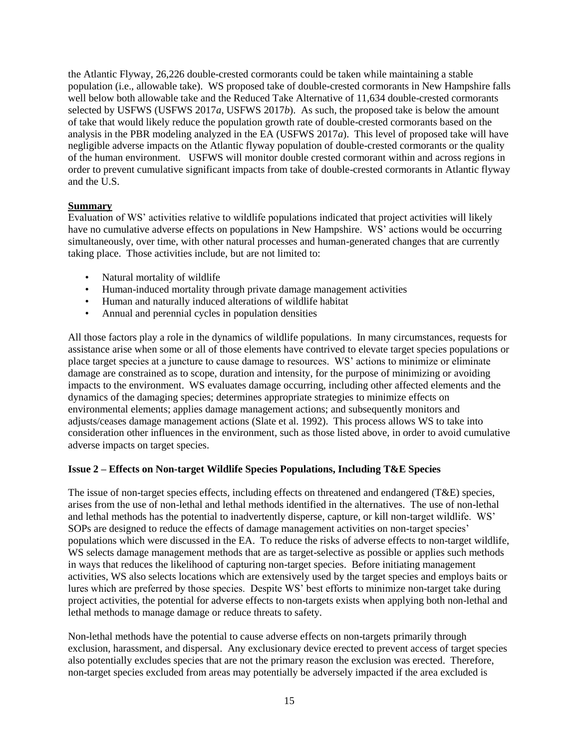the Atlantic Flyway, 26,226 double-crested cormorants could be taken while maintaining a stable population (i.e., allowable take). WS proposed take of double-crested cormorants in New Hampshire falls well below both allowable take and the Reduced Take Alternative of 11,634 double-crested cormorants selected by USFWS (USFWS 2017*a*, USFWS 2017*b*). As such, the proposed take is below the amount of take that would likely reduce the population growth rate of double-crested cormorants based on the analysis in the PBR modeling analyzed in the EA (USFWS 2017*a*). This level of proposed take will have negligible adverse impacts on the Atlantic flyway population of double-crested cormorants or the quality of the human environment. USFWS will monitor double crested cormorant within and across regions in order to prevent cumulative significant impacts from take of double-crested cormorants in Atlantic flyway and the U.S.

**Summary**

Evaluation of WS' activities relative to wildlife populations indicated that project activities will likely have no cumulative adverse effects on populations in New Hampshire. WS' actions would be occurring simultaneously, over time, with other natural processes and human-generated changes that are currently taking place. Those activities include, but are not limited to:

- Natural mortality of wildlife
- Human-induced mortality through private damage management activities
- Human and naturally induced alterations of wildlife habitat
- Annual and perennial cycles in population densities

All those factors play a role in the dynamics of wildlife populations. In many circumstances, requests for assistance arise when some or all of those elements have contrived to elevate target species populations or place target species at a juncture to cause damage to resources. WS' actions to minimize or eliminate damage are constrained as to scope, duration and intensity, for the purpose of minimizing or avoiding impacts to the environment. WS evaluates damage occurring, including other affected elements and the dynamics of the damaging species; determines appropriate strategies to minimize effects on environmental elements; applies damage management actions; and subsequently monitors and adjusts/ceases damage management actions (Slate et al. 1992). This process allows WS to take into consideration other influences in the environment, such as those listed above, in order to avoid cumulative adverse impacts on target species.

**Issue 2 – Effects on Non-target Wildlife Species Populations, Including T&E Species**

The issue of non-target species effects, including effects on threatened and endangered (T&E) species, arises from the use of non-lethal and lethal methods identified in the alternatives. The use of non-lethal and lethal methods has the potential to inadvertently disperse, capture, or kill non-target wildlife. WS' SOPs are designed to reduce the effects of damage management activities on non-target species' populations which were discussed in the EA. To reduce the risks of adverse effects to non-target wildlife, WS selects damage management methods that are as target-selective as possible or applies such methods in ways that reduces the likelihood of capturing non-target species. Before initiating management activities, WS also selects locations which are extensively used by the target species and employs baits or lures which are preferred by those species. Despite WS' best efforts to minimize non-target take during project activities, the potential for adverse effects to non-targets exists when applying both non-lethal and lethal methods to manage damage or reduce threats to safety.

Non-lethal methods have the potential to cause adverse effects on non-targets primarily through exclusion, harassment, and dispersal. Any exclusionary device erected to prevent access of target species also potentially excludes species that are not the primary reason the exclusion was erected. Therefore, non-target species excluded from areas may potentially be adversely impacted if the area excluded is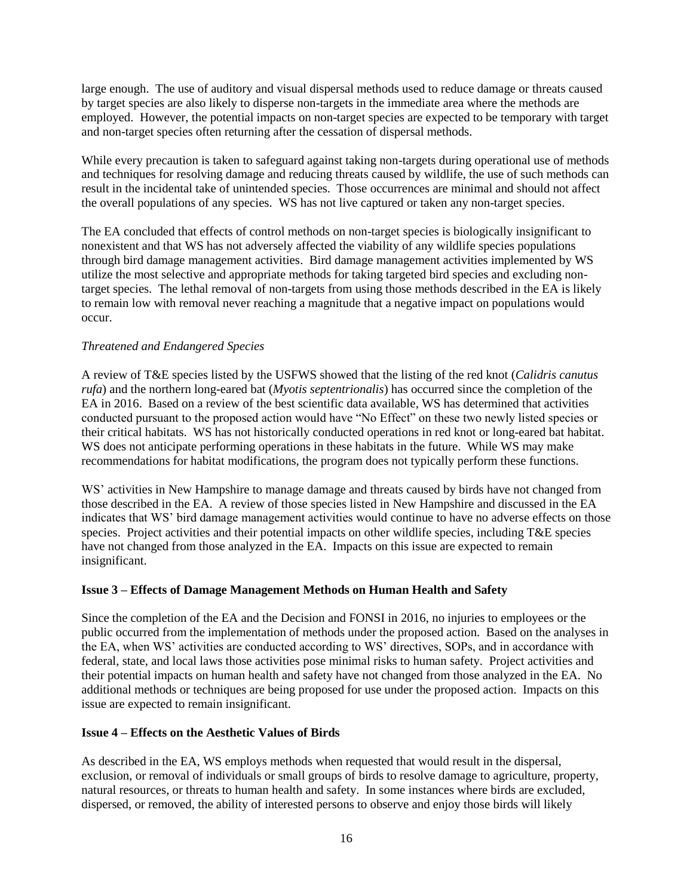large enough. The use of auditory and visual dispersal methods used to reduce damage or threats caused by target species are also likely to disperse non-targets in the immediate area where the methods are employed. However, the potential impacts on non-target species are expected to be temporary with target and non-target species often returning after the cessation of dispersal methods.

While every precaution is taken to safeguard against taking non-targets during operational use of methods and techniques for resolving damage and reducing threats caused by wildlife, the use of such methods can result in the incidental take of unintended species. Those occurrences are minimal and should not affect the overall populations of any species. WS has not live captured or taken any non-target species.

The EA concluded that effects of control methods on non-target species is biologically insignificant to nonexistent and that WS has not adversely affected the viability of any wildlife species populations through bird damage management activities. Bird damage management activities implemented by WS utilize the most selective and appropriate methods for taking targeted bird species and excluding non-target species. The lethal removal of non-targets from using those methods described in the EA is likely to remain low with removal never reaching a magnitude that a negative impact on populations would occur.

*Threatened and Endangered Species*

A review of T&E species listed by the USFWS showed that the listing of the red knot (*Calidris canutus rufa*) and the northern long-eared bat (*Myotis septentrionalis*) has occurred since the completion of the EA in 2016. Based on a review of the best scientific data available, WS has determined that activities conducted pursuant to the proposed action would have "No Effect" on these two newly listed species or their critical habitats. WS has not historically conducted operations in red knot or long-eared bat habitat. WS does not anticipate performing operations in these habitats in the future. While WS may make recommendations for habitat modifications, the program does not typically perform these functions.

WS' activities in New Hampshire to manage damage and threats caused by birds have not changed from those described in the EA. A review of those species listed in New Hampshire and discussed in the EA indicates that WS' bird damage management activities would continue to have no adverse effects on those species. Project activities and their potential impacts on other wildlife species, including T&E species have not changed from those analyzed in the EA. Impacts on this issue are expected to remain insignificant.

**Issue 3 – Effects of Damage Management Methods on Human Health and Safety**

Since the completion of the EA and the Decision and FONSI in 2016, no injuries to employees or the public occurred from the implementation of methods under the proposed action. Based on the analyses in the EA, when WS' activities are conducted according to WS' directives, SOPs, and in accordance with federal, state, and local laws those activities pose minimal risks to human safety. Project activities and their potential impacts on human health and safety have not changed from those analyzed in the EA. No additional methods or techniques are being proposed for use under the proposed action. Impacts on this issue are expected to remain insignificant.

**Issue 4 – Effects on the Aesthetic Values of Birds**

As described in the EA, WS employs methods when requested that would result in the dispersal, exclusion, or removal of individuals or small groups of birds to resolve damage to agriculture, property, natural resources, or threats to human health and safety. In some instances where birds are excluded, dispersed, or removed, the ability of interested persons to observe and enjoy those birds will likely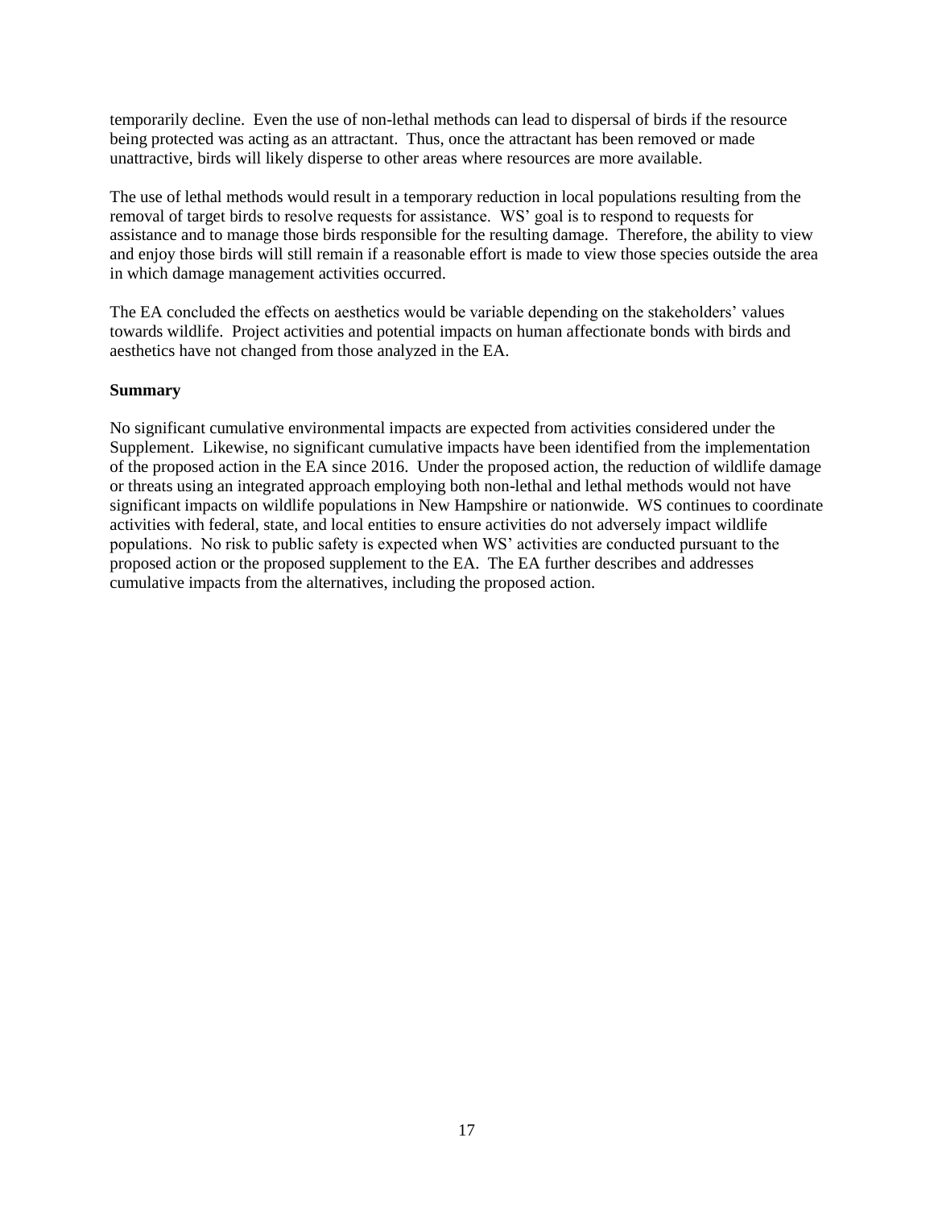temporarily decline. Even the use of non-lethal methods can lead to dispersal of birds if the resource being protected was acting as an attractant. Thus, once the attractant has been removed or made unattractive, birds will likely disperse to other areas where resources are more available.

The use of lethal methods would result in a temporary reduction in local populations resulting from the removal of target birds to resolve requests for assistance. WS' goal is to respond to requests for assistance and to manage those birds responsible for the resulting damage. Therefore, the ability to view and enjoy those birds will still remain if a reasonable effort is made to view those species outside the area in which damage management activities occurred.

The EA concluded the effects on aesthetics would be variable depending on the stakeholders' values towards wildlife. Project activities and potential impacts on human affectionate bonds with birds and aesthetics have not changed from those analyzed in the EA.

**Summary**

No significant cumulative environmental impacts are expected from activities considered under the Supplement. Likewise, no significant cumulative impacts have been identified from the implementation of the proposed action in the EA since 2016. Under the proposed action, the reduction of wildlife damage or threats using an integrated approach employing both non-lethal and lethal methods would not have significant impacts on wildlife populations in New Hampshire or nationwide. WS continues to coordinate activities with federal, state, and local entities to ensure activities do not adversely impact wildlife populations. No risk to public safety is expected when WS' activities are conducted pursuant to the proposed action or the proposed supplement to the EA. The EA further describes and addresses cumulative impacts from the alternatives, including the proposed action.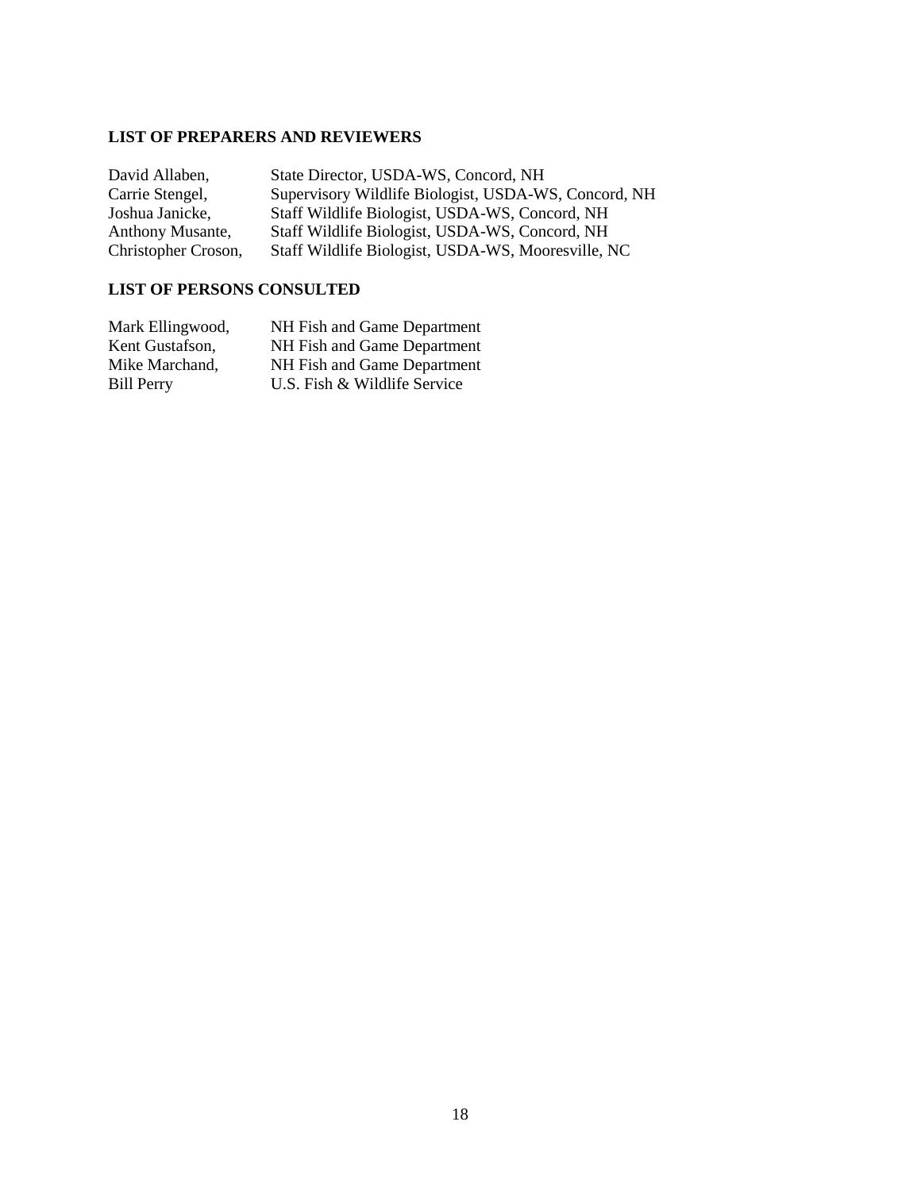## LIST OF PREPARERS AND REVIEWERS

| | |
|---|---|
| David Allaben, | State Director, USDA-WS, Concord, NH |
| Carrie Stengel, | Supervisory Wildlife Biologist, USDA-WS, Concord, NH |
| Joshua Janicke, | Staff Wildlife Biologist, USDA-WS, Concord, NH |
| Anthony Musante, | Staff Wildlife Biologist, USDA-WS, Concord, NH |
| Christopher Croson, | Staff Wildlife Biologist, USDA-WS, Mooresville, NC |

## LIST OF PERSONS CONSULTED

| | |
|---|---|
| Mark Ellingwood, | NH Fish and Game Department |
| Kent Gustafson, | NH Fish and Game Department |
| Mike Marchand, | NH Fish and Game Department |
| Bill Perry | U.S. Fish & Wildlife Service |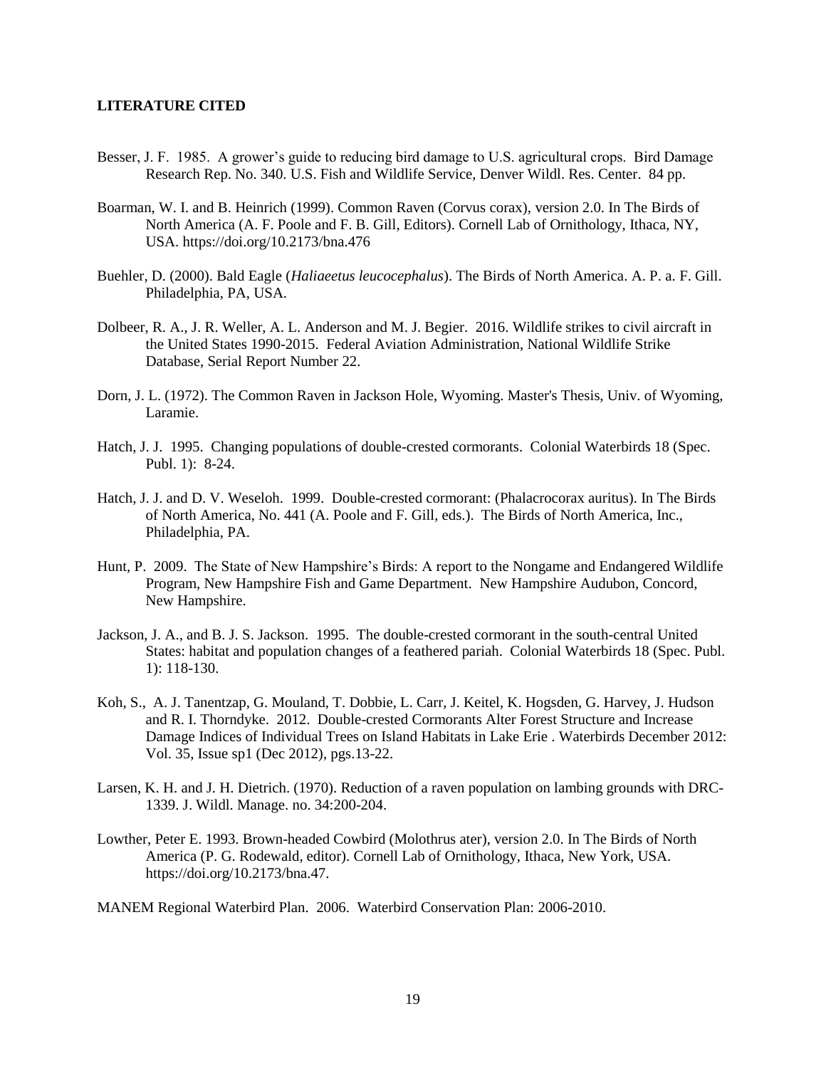**LITERATURE CITED**

Besser, J. F. 1985. A grower's guide to reducing bird damage to U.S. agricultural crops. Bird Damage Research Rep. No. 340. U.S. Fish and Wildlife Service, Denver Wildl. Res. Center. 84 pp.

Boarman, W. I. and B. Heinrich (1999). Common Raven (Corvus corax), version 2.0. In The Birds of North America (A. F. Poole and F. B. Gill, Editors). Cornell Lab of Ornithology, Ithaca, NY, USA. https://doi.org/10.2173/bna.476

Buehler, D. (2000). Bald Eagle (*Haliaeetus leucocephalus*). The Birds of North America. A. P. a. F. Gill. Philadelphia, PA, USA.

Dolbeer, R. A., J. R. Weller, A. L. Anderson and M. J. Begier. 2016. Wildlife strikes to civil aircraft in the United States 1990-2015. Federal Aviation Administration, National Wildlife Strike Database, Serial Report Number 22.

Dorn, J. L. (1972). The Common Raven in Jackson Hole, Wyoming. Master's Thesis, Univ. of Wyoming, Laramie.

Hatch, J. J. 1995. Changing populations of double-crested cormorants. Colonial Waterbirds 18 (Spec. Publ. 1): 8-24.

Hatch, J. J. and D. V. Weseloh. 1999. Double-crested cormorant: (Phalacrocorax auritus). In The Birds of North America, No. 441 (A. Poole and F. Gill, eds.). The Birds of North America, Inc., Philadelphia, PA.

Hunt, P. 2009. The State of New Hampshire's Birds: A report to the Nongame and Endangered Wildlife Program, New Hampshire Fish and Game Department. New Hampshire Audubon, Concord, New Hampshire.

Jackson, J. A., and B. J. S. Jackson. 1995. The double-crested cormorant in the south-central United States: habitat and population changes of a feathered pariah. Colonial Waterbirds 18 (Spec. Publ. 1): 118-130.

Koh, S., A. J. Tanentzap, G. Mouland, T. Dobbie, L. Carr, J. Keitel, K. Hogsden, G. Harvey, J. Hudson and R. I. Thorndyke. 2012. Double-crested Cormorants Alter Forest Structure and Increase Damage Indices of Individual Trees on Island Habitats in Lake Erie . Waterbirds December 2012: Vol. 35, Issue sp1 (Dec 2012), pgs.13-22.

Larsen, K. H. and J. H. Dietrich. (1970). Reduction of a raven population on lambing grounds with DRC-1339. J. Wildl. Manage. no. 34:200-204.

Lowther, Peter E. 1993. Brown-headed Cowbird (Molothrus ater), version 2.0. In The Birds of North America (P. G. Rodewald, editor). Cornell Lab of Ornithology, Ithaca, New York, USA. https://doi.org/10.2173/bna.47.

MANEM Regional Waterbird Plan. 2006. Waterbird Conservation Plan: 2006-2010.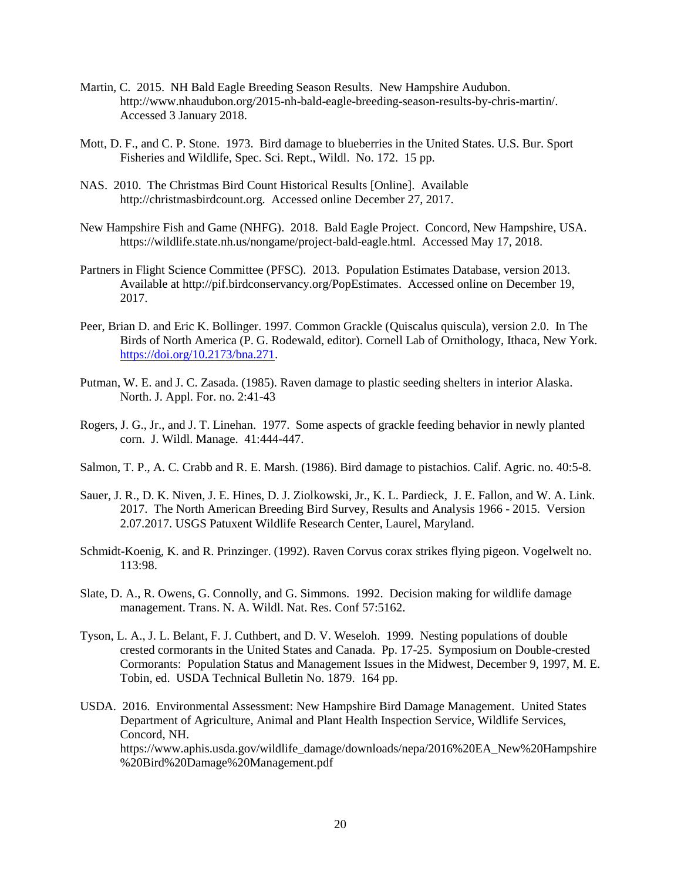Martin, C. 2015. NH Bald Eagle Breeding Season Results. New Hampshire Audubon. http://www.nhaudubon.org/2015-nh-bald-eagle-breeding-season-results-by-chris-martin/. Accessed 3 January 2018.

Mott, D. F., and C. P. Stone. 1973. Bird damage to blueberries in the United States. U.S. Bur. Sport Fisheries and Wildlife, Spec. Sci. Rept., Wildl. No. 172. 15 pp.

NAS. 2010. The Christmas Bird Count Historical Results [Online]. Available http://christmasbirdcount.org. Accessed online December 27, 2017.

New Hampshire Fish and Game (NHFG). 2018. Bald Eagle Project. Concord, New Hampshire, USA. https://wildlife.state.nh.us/nongame/project-bald-eagle.html. Accessed May 17, 2018.

Partners in Flight Science Committee (PFSC). 2013. Population Estimates Database, version 2013. Available at http://pif.birdconservancy.org/PopEstimates. Accessed online on December 19, 2017.

Peer, Brian D. and Eric K. Bollinger. 1997. Common Grackle (Quiscalus quiscula), version 2.0. In The Birds of North America (P. G. Rodewald, editor). Cornell Lab of Ornithology, Ithaca, New York. https://doi.org/10.2173/bna.271.

Putman, W. E. and J. C. Zasada. (1985). Raven damage to plastic seeding shelters in interior Alaska. North. J. Appl. For. no. 2:41-43

Rogers, J. G., Jr., and J. T. Linehan. 1977. Some aspects of grackle feeding behavior in newly planted corn. J. Wildl. Manage. 41:444-447.

Salmon, T. P., A. C. Crabb and R. E. Marsh. (1986). Bird damage to pistachios. Calif. Agric. no. 40:5-8.

Sauer, J. R., D. K. Niven, J. E. Hines, D. J. Ziolkowski, Jr., K. L. Pardieck, J. E. Fallon, and W. A. Link. 2017. The North American Breeding Bird Survey, Results and Analysis 1966 - 2015. Version 2.07.2017. USGS Patuxent Wildlife Research Center, Laurel, Maryland.

Schmidt-Koenig, K. and R. Prinzinger. (1992). Raven Corvus corax strikes flying pigeon. Vogelwelt no. 113:98.

Slate, D. A., R. Owens, G. Connolly, and G. Simmons. 1992. Decision making for wildlife damage management. Trans. N. A. Wildl. Nat. Res. Conf 57:5162.

Tyson, L. A., J. L. Belant, F. J. Cuthbert, and D. V. Weseloh. 1999. Nesting populations of double crested cormorants in the United States and Canada. Pp. 17-25. Symposium on Double-crested Cormorants: Population Status and Management Issues in the Midwest, December 9, 1997, M. E. Tobin, ed. USDA Technical Bulletin No. 1879. 164 pp.

USDA. 2016. Environmental Assessment: New Hampshire Bird Damage Management. United States Department of Agriculture, Animal and Plant Health Inspection Service, Wildlife Services, Concord, NH. https://www.aphis.usda.gov/wildlife_damage/downloads/nepa/2016%20EA_New%20Hampshire%20Bird%20Damage%20Management.pdf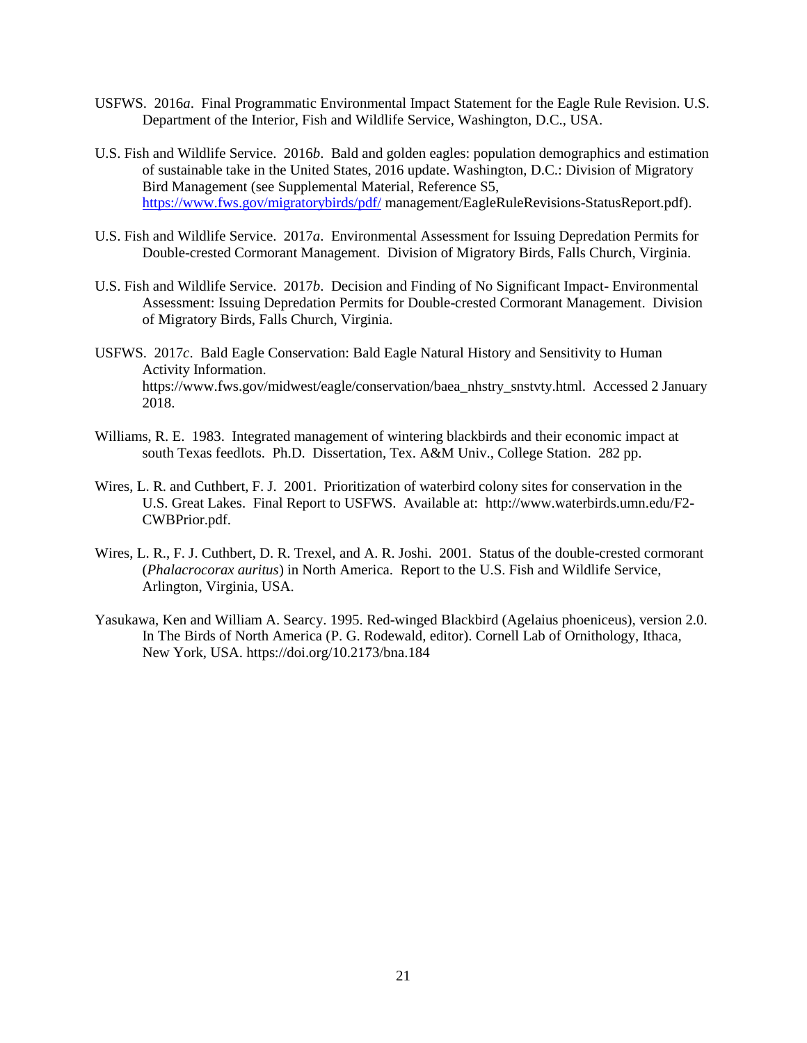USFWS. 2016*a*. Final Programmatic Environmental Impact Statement for the Eagle Rule Revision. U.S. Department of the Interior, Fish and Wildlife Service, Washington, D.C., USA.

U.S. Fish and Wildlife Service. 2016*b*. Bald and golden eagles: population demographics and estimation of sustainable take in the United States, 2016 update. Washington, D.C.: Division of Migratory Bird Management (see Supplemental Material, Reference S5, https://www.fws.gov/migratorybirds/pdf/ management/EagleRuleRevisions-StatusReport.pdf).

U.S. Fish and Wildlife Service. 2017*a*. Environmental Assessment for Issuing Depredation Permits for Double-crested Cormorant Management. Division of Migratory Birds, Falls Church, Virginia.

U.S. Fish and Wildlife Service. 2017*b*. Decision and Finding of No Significant Impact- Environmental Assessment: Issuing Depredation Permits for Double-crested Cormorant Management. Division of Migratory Birds, Falls Church, Virginia.

USFWS. 2017*c*. Bald Eagle Conservation: Bald Eagle Natural History and Sensitivity to Human Activity Information. https://www.fws.gov/midwest/eagle/conservation/baea_nhstry_snstvty.html. Accessed 2 January 2018.

Williams, R. E. 1983. Integrated management of wintering blackbirds and their economic impact at south Texas feedlots. Ph.D. Dissertation, Tex. A&M Univ., College Station. 282 pp.

Wires, L. R. and Cuthbert, F. J. 2001. Prioritization of waterbird colony sites for conservation in the U.S. Great Lakes. Final Report to USFWS. Available at: http://www.waterbirds.umn.edu/F2-CWBPrior.pdf.

Wires, L. R., F. J. Cuthbert, D. R. Trexel, and A. R. Joshi. 2001. Status of the double-crested cormorant (*Phalacrocorax auritus*) in North America. Report to the U.S. Fish and Wildlife Service, Arlington, Virginia, USA.

Yasukawa, Ken and William A. Searcy. 1995. Red-winged Blackbird (Agelaius phoeniceus), version 2.0. In The Birds of North America (P. G. Rodewald, editor). Cornell Lab of Ornithology, Ithaca, New York, USA. https://doi.org/10.2173/bna.184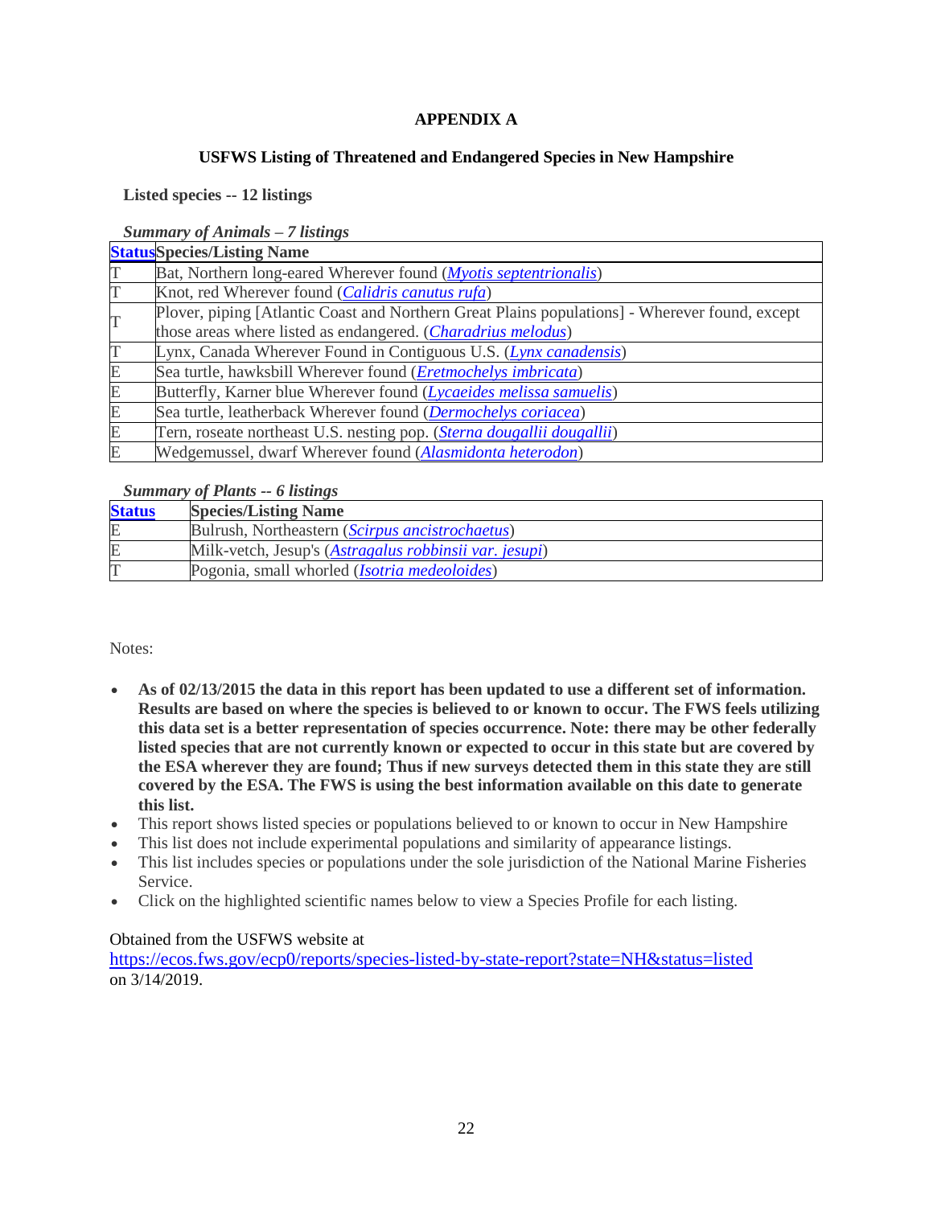**APPENDIX A**

**USFWS Listing of Threatened and Endangered Species in New Hampshire**

**Listed species -- 12 listings**

***Summary of Animals – 7 listings***

| Status | Species/Listing Name |
|---|---|
| T | Bat, Northern long-eared Wherever found (*Myotis septentrionalis*) |
| T | Knot, red Wherever found (*Calidris canutus rufa*) |
| T | Plover, piping [Atlantic Coast and Northern Great Plains populations] - Wherever found, except those areas where listed as endangered. (*Charadrius melodus*) |
| T | Lynx, Canada Wherever Found in Contiguous U.S. (*Lynx canadensis*) |
| E | Sea turtle, hawksbill Wherever found (*Eretmochelys imbricata*) |
| E | Butterfly, Karner blue Wherever found (*Lycaeides melissa samuelis*) |
| E | Sea turtle, leatherback Wherever found (*Dermochelys coriacea*) |
| E | Tern, roseate northeast U.S. nesting pop. (*Sterna dougallii dougallii*) |
| E | Wedgemussel, dwarf Wherever found (*Alasmidonta heterodon*) |

***Summary of Plants -- 6 listings***

| Status | Species/Listing Name |
|---|---|
| E | Bulrush, Northeastern (*Scirpus ancistrochaetus*) |
| E | Milk-vetch, Jesup's (*Astragalus robbinsii var. jesupi*) |
| T | Pogonia, small whorled (*Isotria medeoloides*) |

Notes:

- **As of 02/13/2015 the data in this report has been updated to use a different set of information. Results are based on where the species is believed to or known to occur. The FWS feels utilizing this data set is a better representation of species occurrence. Note: there may be other federally listed species that are not currently known or expected to occur in this state but are covered by the ESA wherever they are found; Thus if new surveys detected them in this state they are still covered by the ESA. The FWS is using the best information available on this date to generate this list.**
- This report shows listed species or populations believed to or known to occur in New Hampshire
- This list does not include experimental populations and similarity of appearance listings.
- This list includes species or populations under the sole jurisdiction of the National Marine Fisheries Service.
- Click on the highlighted scientific names below to view a Species Profile for each listing.

Obtained from the USFWS website at
https://ecos.fws.gov/ecp0/reports/species-listed-by-state-report?state=NH&status=listed
on 3/14/2019.